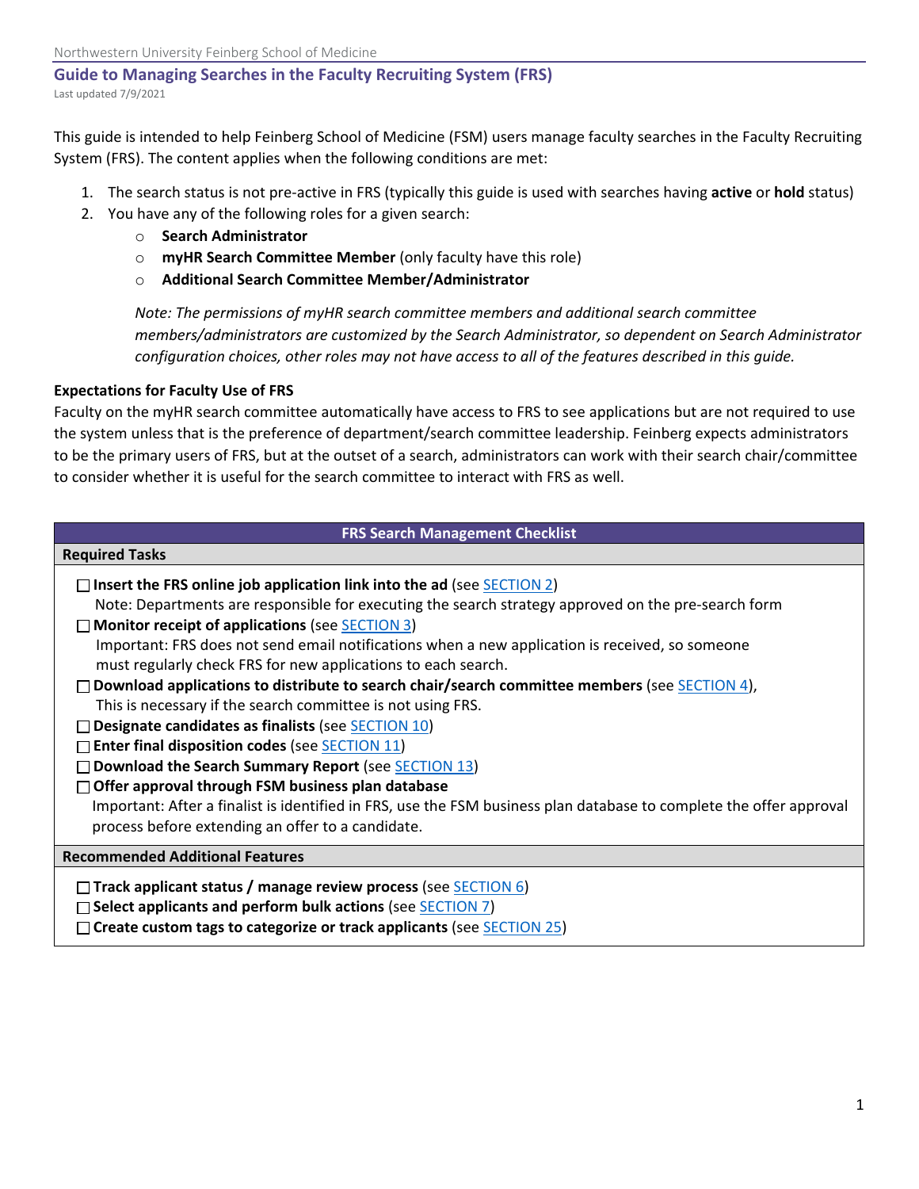# Guide to Managing Searches in the Faculty Recruiting System (FRS)

Last updated 7/9/2021

This guide is intended to help Feinberg School of Medicine (FSM) users manage faculty searches in the Faculty Recruiting System (FRS). The content applies when the following conditions are met:

1. The search status is not pre-active in FRS (typically this guide is used with searches having **active** or **hold** status)
2. You have any of the following roles for a given search:
   - **Search Administrator**
   - **myHR Search Committee Member** (only faculty have this role)
   - **Additional Search Committee Member/Administrator**

   *Note: The permissions of myHR search committee members and additional search committee members/administrators are customized by the Search Administrator, so dependent on Search Administrator configuration choices, other roles may not have access to all of the features described in this guide.*

**Expectations for Faculty Use of FRS**

Faculty on the myHR search committee automatically have access to FRS to see applications but are not required to use the system unless that is the preference of department/search committee leadership. Feinberg expects administrators to be the primary users of FRS, but at the outset of a search, administrators can work with their search chair/committee to consider whether it is useful for the search committee to interact with FRS as well.

| FRS Search Management Checklist |
|---|
| **Required Tasks** |
| ☐ **Insert the FRS online job application link into the ad** (see SECTION 2)<br>Note: Departments are responsible for executing the search strategy approved on the pre-search form<br>☐ **Monitor receipt of applications** (see SECTION 3)<br>Important: FRS does not send email notifications when a new application is received, so someone must regularly check FRS for new applications to each search.<br>☐ **Download applications to distribute to search chair/search committee members** (see SECTION 4), This is necessary if the search committee is not using FRS.<br>☐ **Designate candidates as finalists** (see SECTION 10)<br>☐ **Enter final disposition codes** (see SECTION 11)<br>☐ **Download the Search Summary Report** (see SECTION 13)<br>☐ **Offer approval through FSM business plan database**<br>Important: After a finalist is identified in FRS, use the FSM business plan database to complete the offer approval process before extending an offer to a candidate. |
| **Recommended Additional Features** |
| ☐ **Track applicant status / manage review process** (see SECTION 6)<br>☐ **Select applicants and perform bulk actions** (see SECTION 7)<br>☐ **Create custom tags to categorize or track applicants** (see SECTION 25) |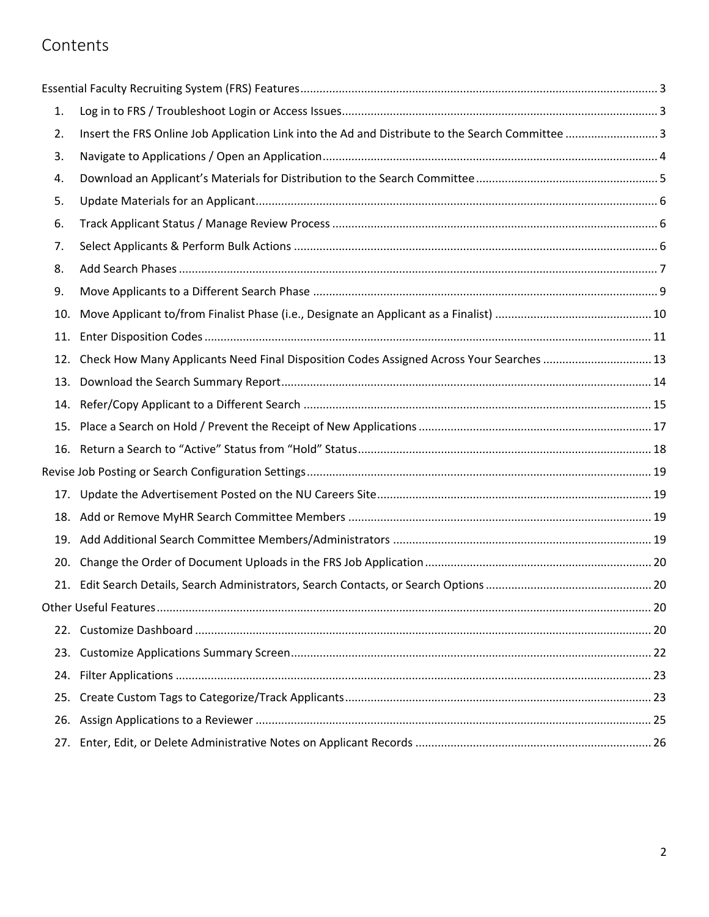# Contents

Essential Faculty Recruiting System (FRS) Features ... 3

1. Log in to FRS / Troubleshoot Login or Access Issues ... 3
2. Insert the FRS Online Job Application Link into the Ad and Distribute to the Search Committee ... 3
3. Navigate to Applications / Open an Application ... 4
4. Download an Applicant's Materials for Distribution to the Search Committee ... 5
5. Update Materials for an Applicant ... 6
6. Track Applicant Status / Manage Review Process ... 6
7. Select Applicants & Perform Bulk Actions ... 6
8. Add Search Phases ... 7
9. Move Applicants to a Different Search Phase ... 9
10. Move Applicant to/from Finalist Phase (i.e., Designate an Applicant as a Finalist) ... 10
11. Enter Disposition Codes ... 11
12. Check How Many Applicants Need Final Disposition Codes Assigned Across Your Searches ... 13
13. Download the Search Summary Report ... 14
14. Refer/Copy Applicant to a Different Search ... 15
15. Place a Search on Hold / Prevent the Receipt of New Applications ... 17
16. Return a Search to "Active" Status from "Hold" Status ... 18

Revise Job Posting or Search Configuration Settings ... 19

17. Update the Advertisement Posted on the NU Careers Site ... 19
18. Add or Remove MyHR Search Committee Members ... 19
19. Add Additional Search Committee Members/Administrators ... 19
20. Change the Order of Document Uploads in the FRS Job Application ... 20
21. Edit Search Details, Search Administrators, Search Contacts, or Search Options ... 20

Other Useful Features ... 20

22. Customize Dashboard ... 20
23. Customize Applications Summary Screen ... 22
24. Filter Applications ... 23
25. Create Custom Tags to Categorize/Track Applicants ... 23
26. Assign Applications to a Reviewer ... 25
27. Enter, Edit, or Delete Administrative Notes on Applicant Records ... 26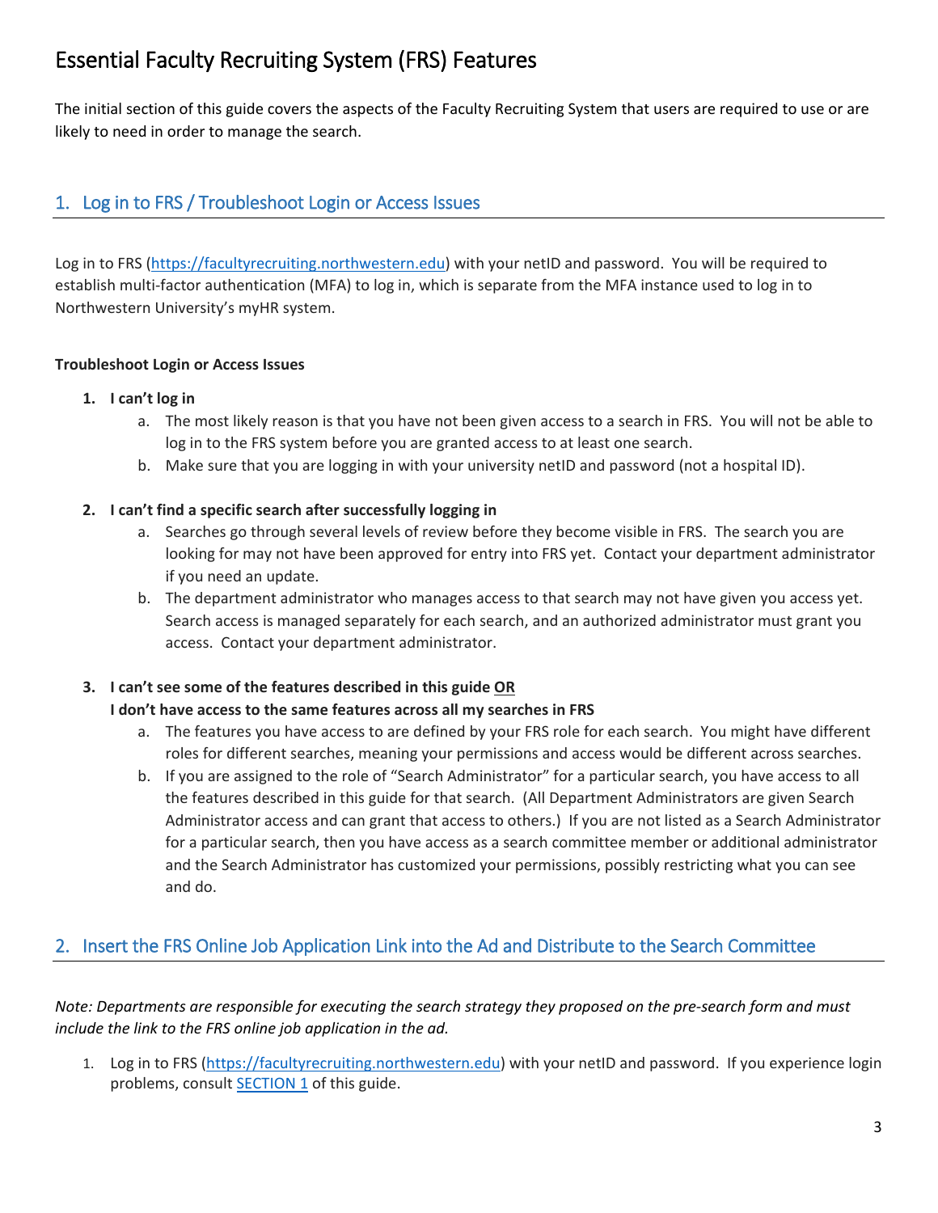# Essential Faculty Recruiting System (FRS) Features

The initial section of this guide covers the aspects of the Faculty Recruiting System that users are required to use or are likely to need in order to manage the search.

## 1. Log in to FRS / Troubleshoot Login or Access Issues

Log in to FRS (https://facultyrecruiting.northwestern.edu) with your netID and password. You will be required to establish multi-factor authentication (MFA) to log in, which is separate from the MFA instance used to log in to Northwestern University's myHR system.

**Troubleshoot Login or Access Issues**

1. **I can't log in**
   a. The most likely reason is that you have not been given access to a search in FRS. You will not be able to log in to the FRS system before you are granted access to at least one search.
   b. Make sure that you are logging in with your university netID and password (not a hospital ID).

2. **I can't find a specific search after successfully logging in**
   a. Searches go through several levels of review before they become visible in FRS. The search you are looking for may not have been approved for entry into FRS yet. Contact your department administrator if you need an update.
   b. The department administrator who manages access to that search may not have given you access yet. Search access is managed separately for each search, and an authorized administrator must grant you access. Contact your department administrator.

3. **I can't see some of the features described in this guide <u>OR</u>**
   **I don't have access to the same features across all my searches in FRS**
   a. The features you have access to are defined by your FRS role for each search. You might have different roles for different searches, meaning your permissions and access would be different across searches.
   b. If you are assigned to the role of "Search Administrator" for a particular search, you have access to all the features described in this guide for that search. (All Department Administrators are given Search Administrator access and can grant that access to others.) If you are not listed as a Search Administrator for a particular search, then you have access as a search committee member or additional administrator and the Search Administrator has customized your permissions, possibly restricting what you can see and do.

## 2. Insert the FRS Online Job Application Link into the Ad and Distribute to the Search Committee

*Note: Departments are responsible for executing the search strategy they proposed on the pre-search form and must include the link to the FRS online job application in the ad.*

1. Log in to FRS (https://facultyrecruiting.northwestern.edu) with your netID and password. If you experience login problems, consult SECTION 1 of this guide.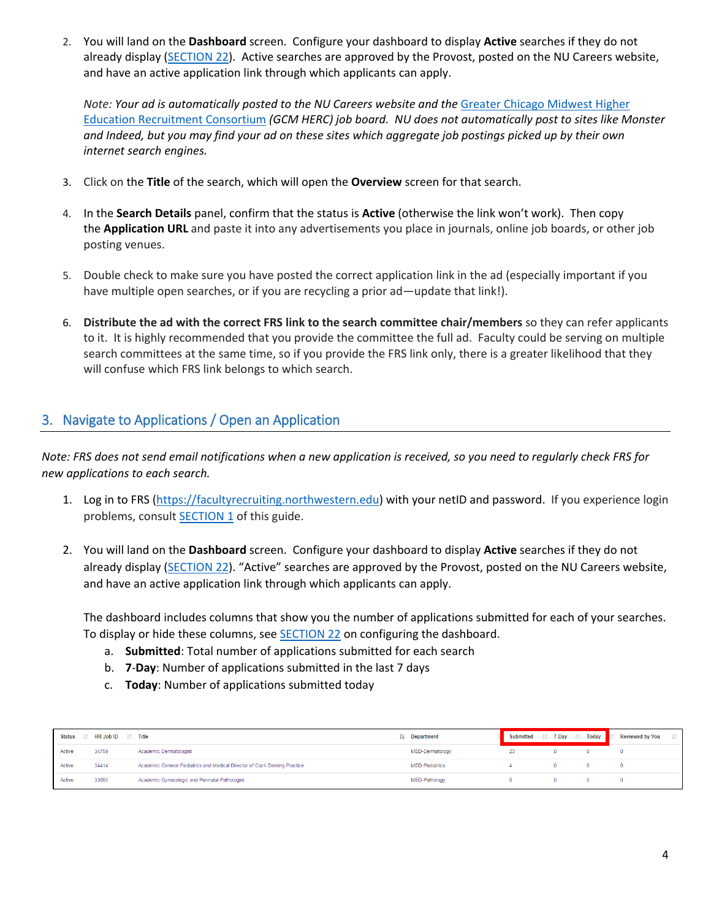2. You will land on the **Dashboard** screen. Configure your dashboard to display **Active** searches if they do not already display (SECTION 22). Active searches are approved by the Provost, posted on the NU Careers website, and have an active application link through which applicants can apply.

   *Note: Your ad is automatically posted to the NU Careers website and the Greater Chicago Midwest Higher Education Recruitment Consortium (GCM HERC) job board. NU does not automatically post to sites like Monster and Indeed, but you may find your ad on these sites which aggregate job postings picked up by their own internet search engines.*

3. Click on the **Title** of the search, which will open the **Overview** screen for that search.

4. In the **Search Details** panel, confirm that the status is **Active** (otherwise the link won't work). Then copy the **Application URL** and paste it into any advertisements you place in journals, online job boards, or other job posting venues.

5. Double check to make sure you have posted the correct application link in the ad (especially important if you have multiple open searches, or if you are recycling a prior ad—update that link!).

6. **Distribute the ad with the correct FRS link to the search committee chair/members** so they can refer applicants to it. It is highly recommended that you provide the committee the full ad. Faculty could be serving on multiple search committees at the same time, so if you provide the FRS link only, there is a greater likelihood that they will confuse which FRS link belongs to which search.

## 3. Navigate to Applications / Open an Application

*Note: FRS does not send email notifications when a new application is received, so you need to regularly check FRS for new applications to each search.*

1. Log in to FRS (https://facultyrecruiting.northwestern.edu) with your netID and password. If you experience login problems, consult SECTION 1 of this guide.

2. You will land on the **Dashboard** screen. Configure your dashboard to display **Active** searches if they do not already display (SECTION 22). "Active" searches are approved by the Provost, posted on the NU Careers website, and have an active application link through which applicants can apply.

   The dashboard includes columns that show you the number of applications submitted for each of your searches. To display or hide these columns, see SECTION 22 on configuring the dashboard.

   a. **Submitted**: Total number of applications submitted for each search
   b. **7-Day**: Number of applications submitted in the last 7 days
   c. **Today**: Number of applications submitted today

| Status | HR Job ID | Title | Department | Submitted | 7-Day | Today | Reviewed by You |
|---|---|---|---|---|---|---|---|
| Active | 34759 | Academic Dermatologist | MED-Dermatology | 23 | 0 | 0 | 0 |
| Active | 34414 | Academic General Pediatrics and Medical Director of Clark Deming Practice | MED-Pediatrics | 4 | 0 | 0 | 0 |
| Active | 33685 | Academic Gynecologic and Perinatal Pathologist | MED-Pathology | 6 | 0 | 0 | 0 |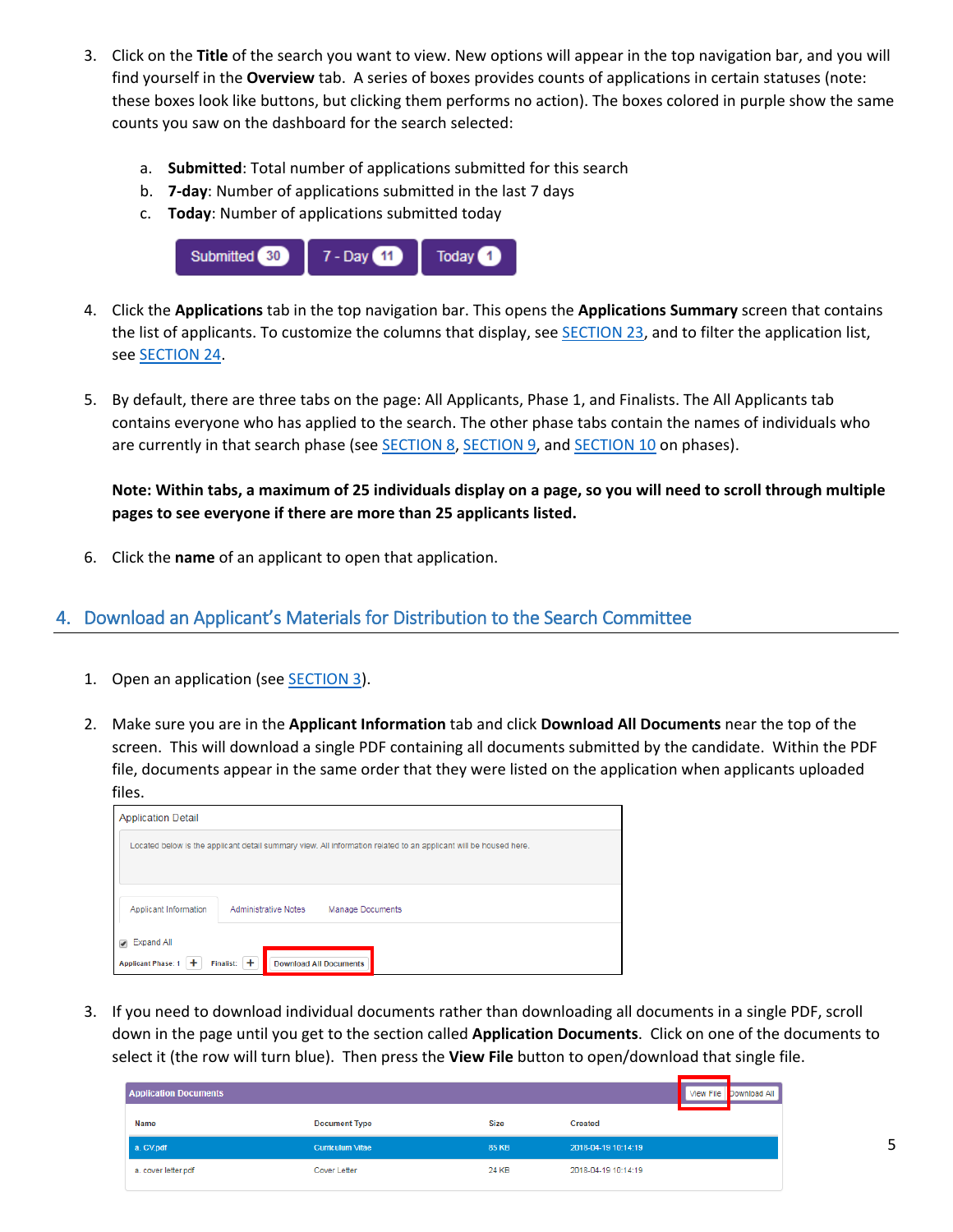3. Click on the **Title** of the search you want to view. New options will appear in the top navigation bar, and you will find yourself in the **Overview** tab. A series of boxes provides counts of applications in certain statuses (note: these boxes look like buttons, but clicking them performs no action). The boxes colored in purple show the same counts you saw on the dashboard for the search selected:

   a. **Submitted**: Total number of applications submitted for this search
   b. **7-day**: Number of applications submitted in the last 7 days
   c. **Today**: Number of applications submitted today

4. Click the **Applications** tab in the top navigation bar. This opens the **Applications Summary** screen that contains the list of applicants. To customize the columns that display, see SECTION 23, and to filter the application list, see SECTION 24.

5. By default, there are three tabs on the page: All Applicants, Phase 1, and Finalists. The All Applicants tab contains everyone who has applied to the search. The other phase tabs contain the names of individuals who are currently in that search phase (see SECTION 8, SECTION 9, and SECTION 10 on phases).

   **Note: Within tabs, a maximum of 25 individuals display on a page, so you will need to scroll through multiple pages to see everyone if there are more than 25 applicants listed.**

6. Click the **name** of an applicant to open that application.

## 4. Download an Applicant's Materials for Distribution to the Search Committee

1. Open an application (see SECTION 3).

2. Make sure you are in the **Applicant Information** tab and click **Download All Documents** near the top of the screen. This will download a single PDF containing all documents submitted by the candidate. Within the PDF file, documents appear in the same order that they were listed on the application when applicants uploaded files.

3. If you need to download individual documents rather than downloading all documents in a single PDF, scroll down in the page until you get to the section called **Application Documents**. Click on one of the documents to select it (the row will turn blue). Then press the **View File** button to open/download that single file.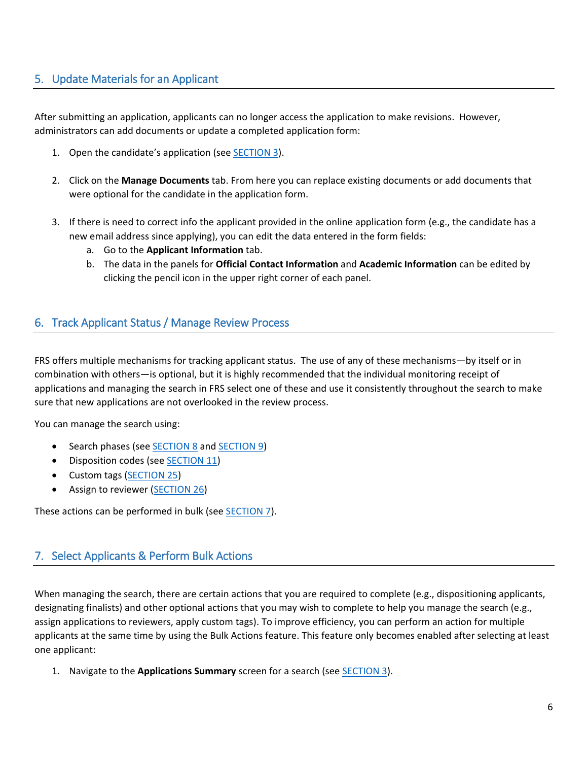## 5. Update Materials for an Applicant

After submitting an application, applicants can no longer access the application to make revisions. However, administrators can add documents or update a completed application form:

1. Open the candidate's application (see SECTION 3).

2. Click on the **Manage Documents** tab. From here you can replace existing documents or add documents that were optional for the candidate in the application form.

3. If there is need to correct info the applicant provided in the online application form (e.g., the candidate has a new email address since applying), you can edit the data entered in the form fields:
   a. Go to the **Applicant Information** tab.
   b. The data in the panels for **Official Contact Information** and **Academic Information** can be edited by clicking the pencil icon in the upper right corner of each panel.

## 6. Track Applicant Status / Manage Review Process

FRS offers multiple mechanisms for tracking applicant status. The use of any of these mechanisms—by itself or in combination with others—is optional, but it is highly recommended that the individual monitoring receipt of applications and managing the search in FRS select one of these and use it consistently throughout the search to make sure that new applications are not overlooked in the review process.

You can manage the search using:

- Search phases (see SECTION 8 and SECTION 9)
- Disposition codes (see SECTION 11)
- Custom tags (SECTION 25)
- Assign to reviewer (SECTION 26)

These actions can be performed in bulk (see SECTION 7).

## 7. Select Applicants & Perform Bulk Actions

When managing the search, there are certain actions that you are required to complete (e.g., dispositioning applicants, designating finalists) and other optional actions that you may wish to complete to help you manage the search (e.g., assign applications to reviewers, apply custom tags). To improve efficiency, you can perform an action for multiple applicants at the same time by using the Bulk Actions feature. This feature only becomes enabled after selecting at least one applicant:

1. Navigate to the **Applications Summary** screen for a search (see SECTION 3).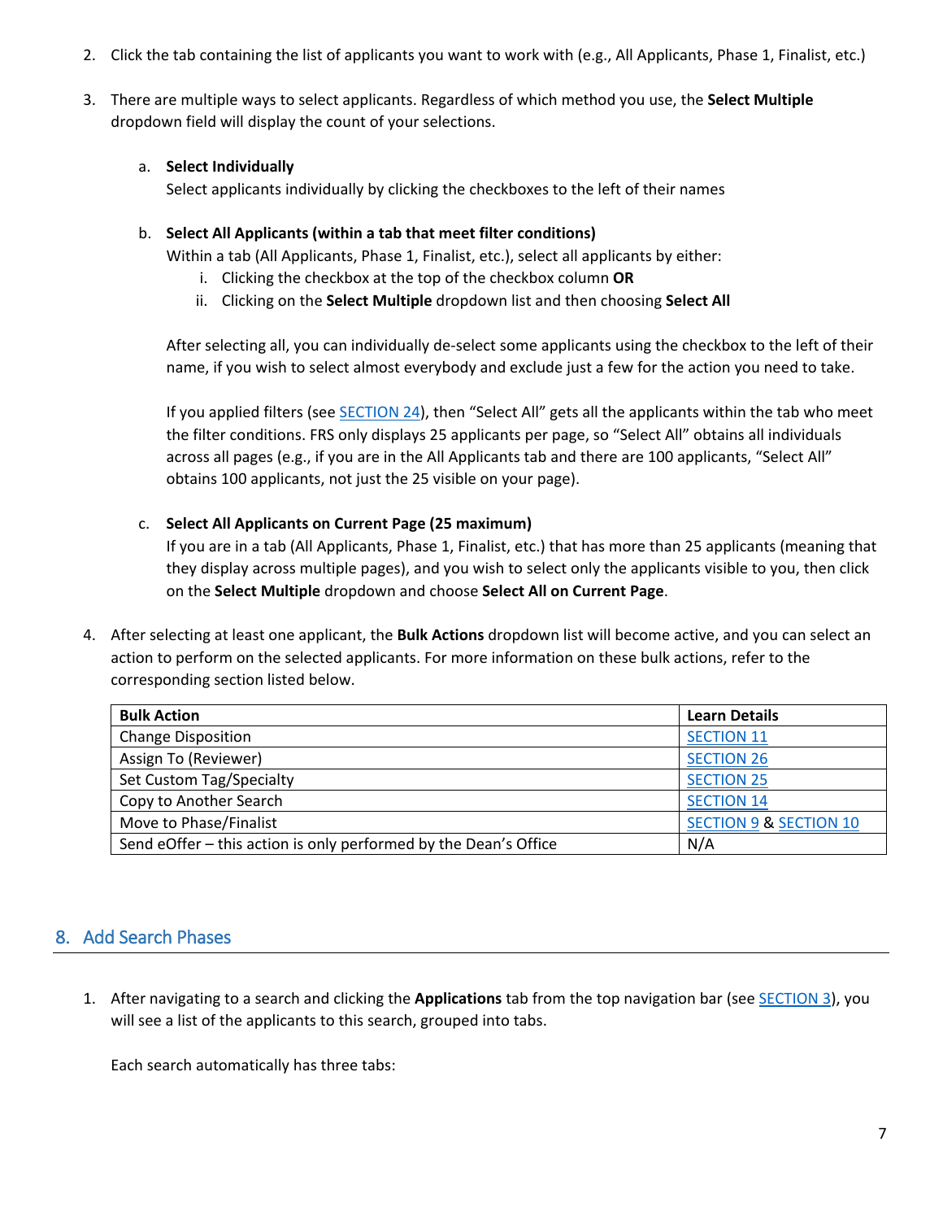2. Click the tab containing the list of applicants you want to work with (e.g., All Applicants, Phase 1, Finalist, etc.)

3. There are multiple ways to select applicants. Regardless of which method you use, the **Select Multiple** dropdown field will display the count of your selections.

   a. **Select Individually**
      Select applicants individually by clicking the checkboxes to the left of their names

   b. **Select All Applicants (within a tab that meet filter conditions)**
      Within a tab (All Applicants, Phase 1, Finalist, etc.), select all applicants by either:
      i. Clicking the checkbox at the top of the checkbox column **OR**
      ii. Clicking on the **Select Multiple** dropdown list and then choosing **Select All**

      After selecting all, you can individually de-select some applicants using the checkbox to the left of their name, if you wish to select almost everybody and exclude just a few for the action you need to take.

      If you applied filters (see SECTION 24), then "Select All" gets all the applicants within the tab who meet the filter conditions. FRS only displays 25 applicants per page, so "Select All" obtains all individuals across all pages (e.g., if you are in the All Applicants tab and there are 100 applicants, "Select All" obtains 100 applicants, not just the 25 visible on your page).

   c. **Select All Applicants on Current Page (25 maximum)**
      If you are in a tab (All Applicants, Phase 1, Finalist, etc.) that has more than 25 applicants (meaning that they display across multiple pages), and you wish to select only the applicants visible to you, then click on the **Select Multiple** dropdown and choose **Select All on Current Page**.

4. After selecting at least one applicant, the **Bulk Actions** dropdown list will become active, and you can select an action to perform on the selected applicants. For more information on these bulk actions, refer to the corresponding section listed below.

| Bulk Action | Learn Details |
| --- | --- |
| Change Disposition | SECTION 11 |
| Assign To (Reviewer) | SECTION 26 |
| Set Custom Tag/Specialty | SECTION 25 |
| Copy to Another Search | SECTION 14 |
| Move to Phase/Finalist | SECTION 9 & SECTION 10 |
| Send eOffer – this action is only performed by the Dean's Office | N/A |

## 8. Add Search Phases

1. After navigating to a search and clicking the **Applications** tab from the top navigation bar (see SECTION 3), you will see a list of the applicants to this search, grouped into tabs.

   Each search automatically has three tabs: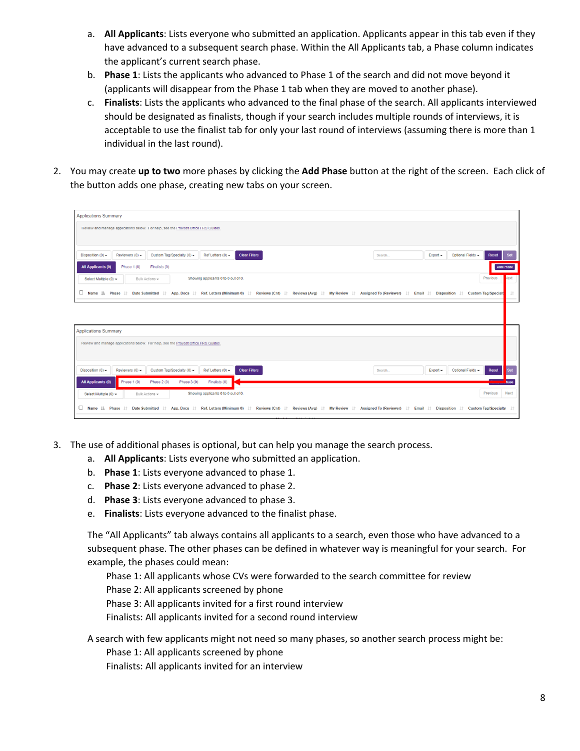a. **All Applicants**: Lists everyone who submitted an application. Applicants appear in this tab even if they have advanced to a subsequent search phase. Within the All Applicants tab, a Phase column indicates the applicant's current search phase.
   b. **Phase 1**: Lists the applicants who advanced to Phase 1 of the search and did not move beyond it (applicants will disappear from the Phase 1 tab when they are moved to another phase).
   c. **Finalists**: Lists the applicants who advanced to the final phase of the search. All applicants interviewed should be designated as finalists, though if your search includes multiple rounds of interviews, it is acceptable to use the finalist tab for only your last round of interviews (assuming there is more than 1 individual in the last round).

2. You may create **up to two** more phases by clicking the **Add Phase** button at the right of the screen. Each click of the button adds one phase, creating new tabs on your screen.

3. The use of additional phases is optional, but can help you manage the search process.
   a. **All Applicants**: Lists everyone who submitted an application.
   b. **Phase 1**: Lists everyone advanced to phase 1.
   c. **Phase 2**: Lists everyone advanced to phase 2.
   d. **Phase 3**: Lists everyone advanced to phase 3.
   e. **Finalists**: Lists everyone advanced to the finalist phase.

   The "All Applicants" tab always contains all applicants to a search, even those who have advanced to a subsequent phase. The other phases can be defined in whatever way is meaningful for your search. For example, the phases could mean:

   Phase 1: All applicants whose CVs were forwarded to the search committee for review
   Phase 2: All applicants screened by phone
   Phase 3: All applicants invited for a first round interview
   Finalists: All applicants invited for a second round interview

   A search with few applicants might not need so many phases, so another search process might be:

   Phase 1: All applicants screened by phone
   Finalists: All applicants invited for an interview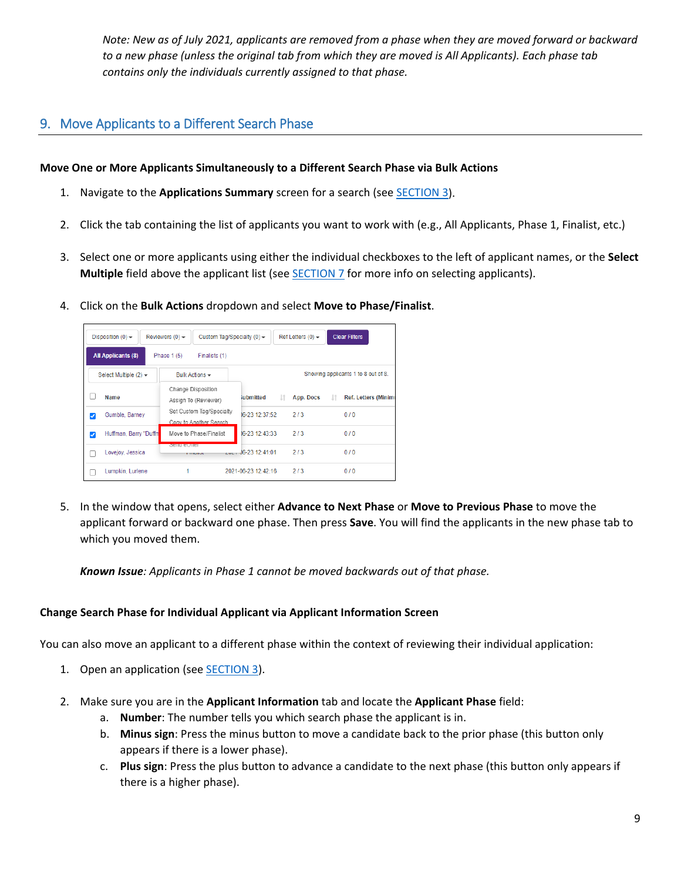*Note: New as of July 2021, applicants are removed from a phase when they are moved forward or backward to a new phase (unless the original tab from which they are moved is All Applicants). Each phase tab contains only the individuals currently assigned to that phase.*

## 9. Move Applicants to a Different Search Phase

**Move One or More Applicants Simultaneously to a Different Search Phase via Bulk Actions**

1. Navigate to the **Applications Summary** screen for a search (see SECTION 3).
2. Click the tab containing the list of applicants you want to work with (e.g., All Applicants, Phase 1, Finalist, etc.)
3. Select one or more applicants using either the individual checkboxes to the left of applicant names, or the **Select Multiple** field above the applicant list (see SECTION 7 for more info on selecting applicants).
4. Click on the **Bulk Actions** dropdown and select **Move to Phase/Finalist**.
5. In the window that opens, select either **Advance to Next Phase** or **Move to Previous Phase** to move the applicant forward or backward one phase. Then press **Save**. You will find the applicants in the new phase tab to which you moved them.

   ***Known Issue**: Applicants in Phase 1 cannot be moved backwards out of that phase.*

**Change Search Phase for Individual Applicant via Applicant Information Screen**

You can also move an applicant to a different phase within the context of reviewing their individual application:

1. Open an application (see SECTION 3).
2. Make sure you are in the **Applicant Information** tab and locate the **Applicant Phase** field:
   a. **Number**: The number tells you which search phase the applicant is in.
   b. **Minus sign**: Press the minus button to move a candidate back to the prior phase (this button only appears if there is a lower phase).
   c. **Plus sign**: Press the plus button to advance a candidate to the next phase (this button only appears if there is a higher phase).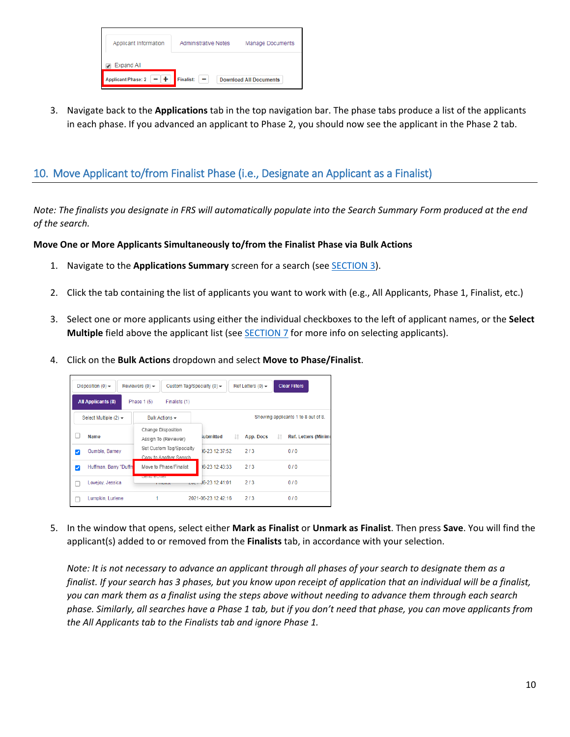3. Navigate back to the **Applications** tab in the top navigation bar. The phase tabs produce a list of the applicants in each phase. If you advanced an applicant to Phase 2, you should now see the applicant in the Phase 2 tab.

## 10. Move Applicant to/from Finalist Phase (i.e., Designate an Applicant as a Finalist)

*Note: The finalists you designate in FRS will automatically populate into the Search Summary Form produced at the end of the search.*

**Move One or More Applicants Simultaneously to/from the Finalist Phase via Bulk Actions**

1. Navigate to the **Applications Summary** screen for a search (see SECTION 3).
2. Click the tab containing the list of applicants you want to work with (e.g., All Applicants, Phase 1, Finalist, etc.)
3. Select one or more applicants using either the individual checkboxes to the left of applicant names, or the **Select Multiple** field above the applicant list (see SECTION 7 for more info on selecting applicants).
4. Click on the **Bulk Actions** dropdown and select **Move to Phase/Finalist**.
5. In the window that opens, select either **Mark as Finalist** or **Unmark as Finalist**. Then press **Save**. You will find the applicant(s) added to or removed from the **Finalists** tab, in accordance with your selection.

   *Note: It is not necessary to advance an applicant through all phases of your search to designate them as a finalist. If your search has 3 phases, but you know upon receipt of application that an individual will be a finalist, you can mark them as a finalist using the steps above without needing to advance them through each search phase. Similarly, all searches have a Phase 1 tab, but if you don't need that phase, you can move applicants from the All Applicants tab to the Finalists tab and ignore Phase 1.*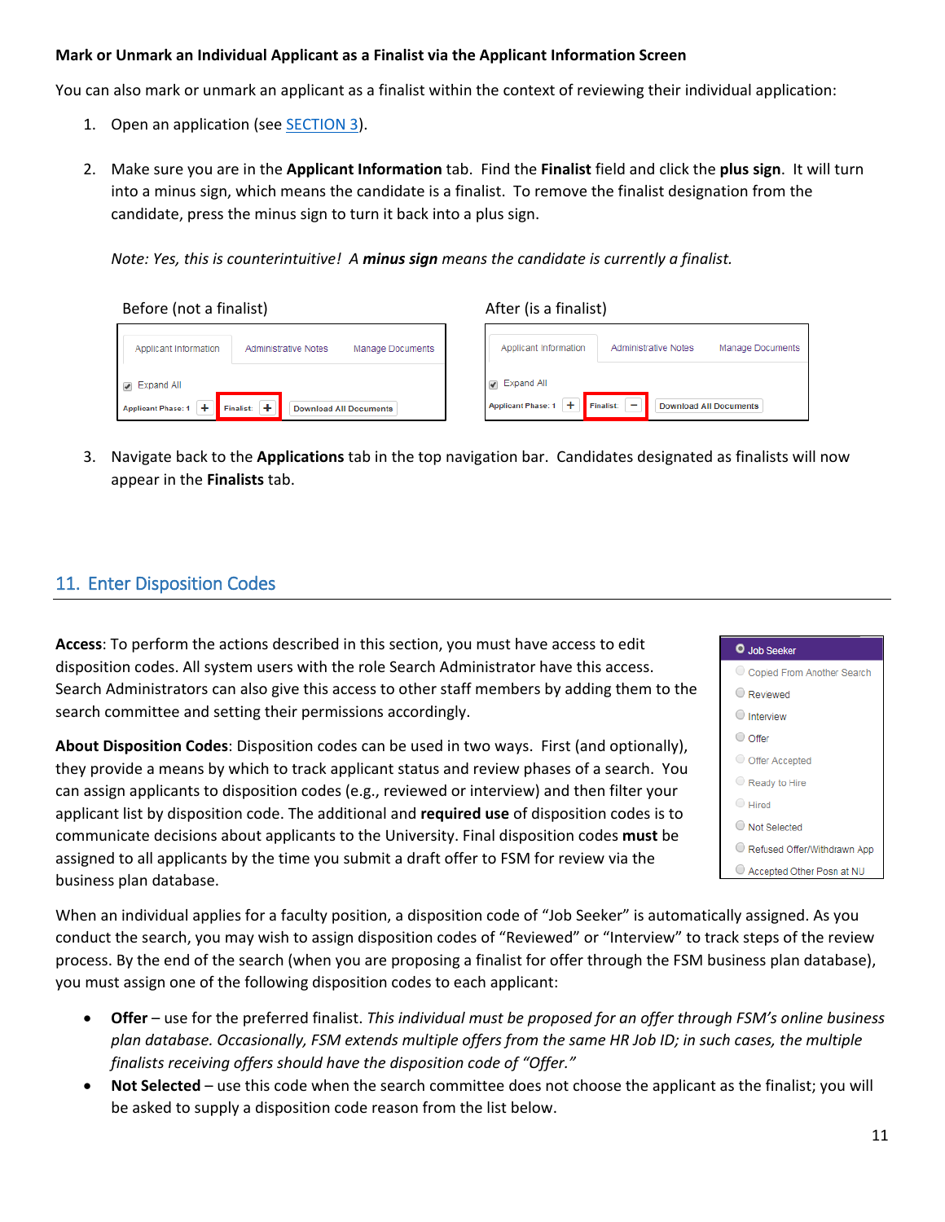**Mark or Unmark an Individual Applicant as a Finalist via the Applicant Information Screen**

You can also mark or unmark an applicant as a finalist within the context of reviewing their individual application:

1. Open an application (see SECTION 3).

2. Make sure you are in the **Applicant Information** tab. Find the **Finalist** field and click the **plus sign**. It will turn into a minus sign, which means the candidate is a finalist. To remove the finalist designation from the candidate, press the minus sign to turn it back into a plus sign.

   *Note: Yes, this is counterintuitive! A **minus sign** means the candidate is currently a finalist.*

   Before (not a finalist) After (is a finalist)

3. Navigate back to the **Applications** tab in the top navigation bar. Candidates designated as finalists will now appear in the **Finalists** tab.

## 11. Enter Disposition Codes

**Access**: To perform the actions described in this section, you must have access to edit disposition codes. All system users with the role Search Administrator have this access. Search Administrators can also give this access to other staff members by adding them to the search committee and setting their permissions accordingly.

**About Disposition Codes**: Disposition codes can be used in two ways. First (and optionally), they provide a means by which to track applicant status and review phases of a search. You can assign applicants to disposition codes (e.g., reviewed or interview) and then filter your applicant list by disposition code. The additional and **required use** of disposition codes is to communicate decisions about applicants to the University. Final disposition codes **must** be assigned to all applicants by the time you submit a draft offer to FSM for review via the business plan database.

When an individual applies for a faculty position, a disposition code of "Job Seeker" is automatically assigned. As you conduct the search, you may wish to assign disposition codes of "Reviewed" or "Interview" to track steps of the review process. By the end of the search (when you are proposing a finalist for offer through the FSM business plan database), you must assign one of the following disposition codes to each applicant:

- **Offer** – use for the preferred finalist. *This individual must be proposed for an offer through FSM's online business plan database. Occasionally, FSM extends multiple offers from the same HR Job ID; in such cases, the multiple finalists receiving offers should have the disposition code of "Offer."*
- **Not Selected** – use this code when the search committee does not choose the applicant as the finalist; you will be asked to supply a disposition code reason from the list below.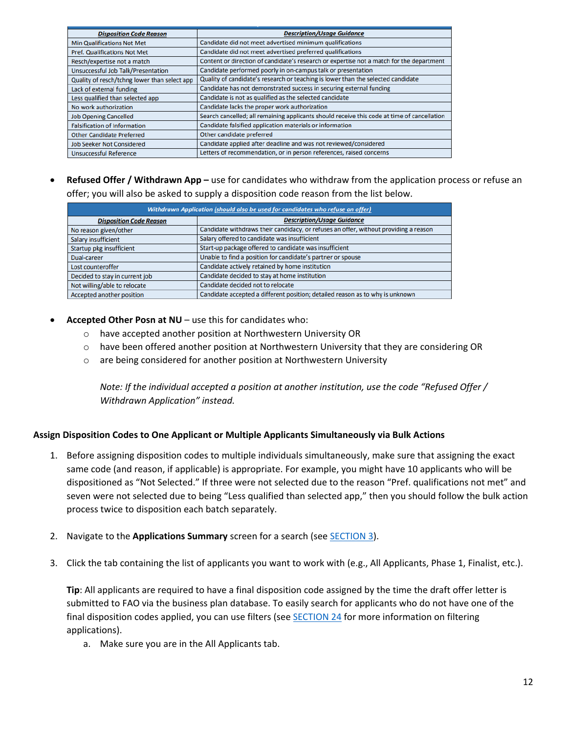| Disposition Code Reason | Description/Usage Guidance |
|---|---|
| Min Qualifications Not Met | Candidate did not meet advertised minimum qualifications |
| Pref. Qualifications Not Met | Candidate did not meet advertised preferred qualifications |
| Resch/expertise not a match | Content or direction of candidate's research or expertise not a match for the department |
| Unsuccessful Job Talk/Presentation | Candidate performed poorly in on-campus talk or presentation |
| Quality of resch/tchng lower than select app | Quality of candidate's research or teaching is lower than the selected candidate |
| Lack of external funding | Candidate has not demonstrated success in securing external funding |
| Less qualified than selected app | Candidate is not as qualified as the selected candidate |
| No work authorization | Candidate lacks the proper work authorization |
| Job Opening Cancelled | Search cancelled; all remaining applicants should receive this code at time of cancellation |
| Falsification of Information | Candidate falsified application materials or information |
| Other Candidate Preferred | Other candidate preferred |
| Job Seeker Not Considered | Candidate applied after deadline and was not reviewed/considered |
| Unsuccessful Reference | Letters of recommendation, or in person references, raised concerns |

- **Refused Offer / Withdrawn App –** use for candidates who withdraw from the application process or refuse an offer; you will also be asked to supply a disposition code reason from the list below.

| Withdrawn Application (should also be used for candidates who refuse an offer) | |
|---|---|
| **Disposition Code Reason** | **Description/Usage Guidance** |
| No reason given/other | Candidate withdraws their candidacy, or refuses an offer, without providing a reason |
| Salary insufficient | Salary offered to candidate was insufficient |
| Startup pkg insufficient | Start-up package offered to candidate was insufficient |
| Dual-career | Unable to find a position for candidate's partner or spouse |
| Lost counteroffer | Candidate actively retained by home institution |
| Decided to stay in current job | Candidate decided to stay at home institution |
| Not willing/able to relocate | Candidate decided not to relocate |
| Accepted another position | Candidate accepted a different position; detailed reason as to why is unknown |

- **Accepted Other Posn at NU** – use this for candidates who:
  - have accepted another position at Northwestern University OR
  - have been offered another position at Northwestern University that they are considering OR
  - are being considered for another position at Northwestern University

  *Note: If the individual accepted a position at another institution, use the code "Refused Offer / Withdrawn Application" instead.*

### Assign Disposition Codes to One Applicant or Multiple Applicants Simultaneously via Bulk Actions

1. Before assigning disposition codes to multiple individuals simultaneously, make sure that assigning the exact same code (and reason, if applicable) is appropriate. For example, you might have 10 applicants who will be dispositioned as "Not Selected." If three were not selected due to the reason "Pref. qualifications not met" and seven were not selected due to being "Less qualified than selected app," then you should follow the bulk action process twice to disposition each batch separately.

2. Navigate to the **Applications Summary** screen for a search (see SECTION 3).

3. Click the tab containing the list of applicants you want to work with (e.g., All Applicants, Phase 1, Finalist, etc.).

   **Tip**: All applicants are required to have a final disposition code assigned by the time the draft offer letter is submitted to FAO via the business plan database. To easily search for applicants who do not have one of the final disposition codes applied, you can use filters (see SECTION 24 for more information on filtering applications).

   a. Make sure you are in the All Applicants tab.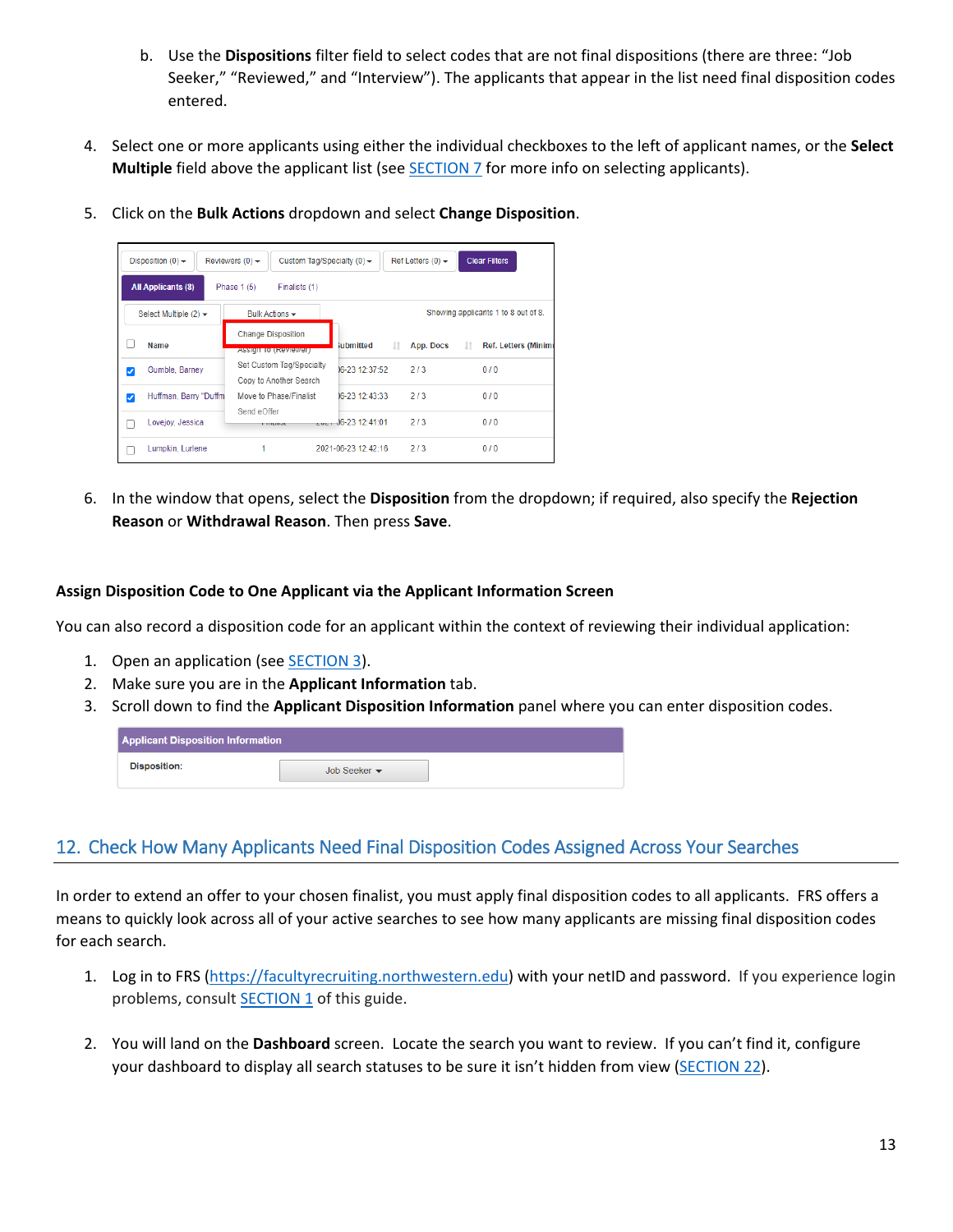b. Use the **Dispositions** filter field to select codes that are not final dispositions (there are three: "Job Seeker," "Reviewed," and "Interview"). The applicants that appear in the list need final disposition codes entered.

4. Select one or more applicants using either the individual checkboxes to the left of applicant names, or the **Select Multiple** field above the applicant list (see SECTION 7 for more info on selecting applicants).

5. Click on the **Bulk Actions** dropdown and select **Change Disposition**.

6. In the window that opens, select the **Disposition** from the dropdown; if required, also specify the **Rejection Reason** or **Withdrawal Reason**. Then press **Save**.

**Assign Disposition Code to One Applicant via the Applicant Information Screen**

You can also record a disposition code for an applicant within the context of reviewing their individual application:

1. Open an application (see SECTION 3).
2. Make sure you are in the **Applicant Information** tab.
3. Scroll down to find the **Applicant Disposition Information** panel where you can enter disposition codes.

## 12. Check How Many Applicants Need Final Disposition Codes Assigned Across Your Searches

In order to extend an offer to your chosen finalist, you must apply final disposition codes to all applicants. FRS offers a means to quickly look across all of your active searches to see how many applicants are missing final disposition codes for each search.

1. Log in to FRS (https://facultyrecruiting.northwestern.edu) with your netID and password. If you experience login problems, consult SECTION 1 of this guide.

2. You will land on the **Dashboard** screen. Locate the search you want to review. If you can't find it, configure your dashboard to display all search statuses to be sure it isn't hidden from view (SECTION 22).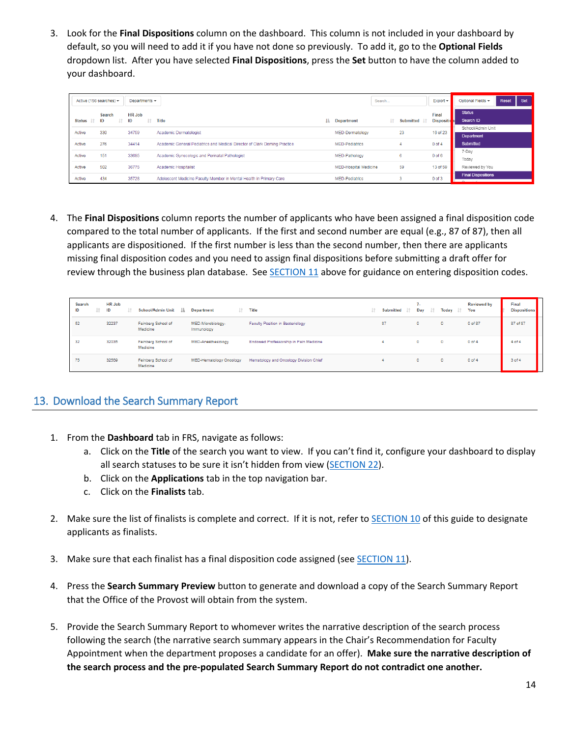3. Look for the **Final Dispositions** column on the dashboard. This column is not included in your dashboard by default, so you will need to add it if you have not done so previously. To add it, go to the **Optional Fields** dropdown list. After you have selected **Final Dispositions**, press the **Set** button to have the column added to your dashboard.

| Status | Search ID | HR Job ID | Title | Department | Submitted | Final Dispositions |
|---|---|---|---|---|---|---|
| Active | 330 | 34759 | Academic Dermatologist | MED-Dermatology | 23 | 16 of 23 |
| Active | 276 | 34414 | Academic General Pediatrics and Medical Director of Clark Deming Practice | MED-Pediatrics | 4 | 0 of 4 |
| Active | 151 | 33685 | Academic Gynecologic and Perinatal Pathologist | MED-Pathology | 6 | 0 of 6 |
| Active | 502 | 36775 | Academic Hospitalist | MED-Hospital Medicine | 59 | 13 of 59 |
| Active | 434 | 35728 | Adolescent Medicine Faculty Member in Mental Health in Primary Care | MED-Pediatrics | 3 | 0 of 3 |

4. The **Final Dispositions** column reports the number of applicants who have been assigned a final disposition code compared to the total number of applicants. If the first and second number are equal (e.g., 87 of 87), then all applicants are dispositioned. If the first number is less than the second number, then there are applicants missing final disposition codes and you need to assign final dispositions before submitting a draft offer for review through the business plan database. See SECTION 11 above for guidance on entering disposition codes.

| Search ID | HR Job ID | School/Admin Unit | Department | Title | Submitted | 7-Day | Today | Reviewed by You | Final Dispositions |
|---|---|---|---|---|---|---|---|---|---|
| 52 | 32237 | Feinberg School of Medicine | MED-Microbiology-Immunology | Faculty Position in Bacteriology | 87 | 0 | 0 | 0 of 87 | 87 of 87 |
| 32 | 32035 | Feinberg School of Medicine | MED-Anesthesiology | Endowed Professorship in Pain Medicine | 4 | 0 | 0 | 0 of 4 | 4 of 4 |
| 75 | 32509 | Feinberg School of Medicine | MED-Hematology Oncology | Hematology and Oncology Division Chief | 4 | 0 | 0 | 0 of 4 | 3 of 4 |

## 13. Download the Search Summary Report

1. From the **Dashboard** tab in FRS, navigate as follows:
   a. Click on the **Title** of the search you want to view. If you can't find it, configure your dashboard to display all search statuses to be sure it isn't hidden from view (SECTION 22).
   b. Click on the **Applications** tab in the top navigation bar.
   c. Click on the **Finalists** tab.

2. Make sure the list of finalists is complete and correct. If it is not, refer to SECTION 10 of this guide to designate applicants as finalists.

3. Make sure that each finalist has a final disposition code assigned (see SECTION 11).

4. Press the **Search Summary Preview** button to generate and download a copy of the Search Summary Report that the Office of the Provost will obtain from the system.

5. Provide the Search Summary Report to whomever writes the narrative description of the search process following the search (the narrative search summary appears in the Chair's Recommendation for Faculty Appointment when the department proposes a candidate for an offer). **Make sure the narrative description of the search process and the pre-populated Search Summary Report do not contradict one another.**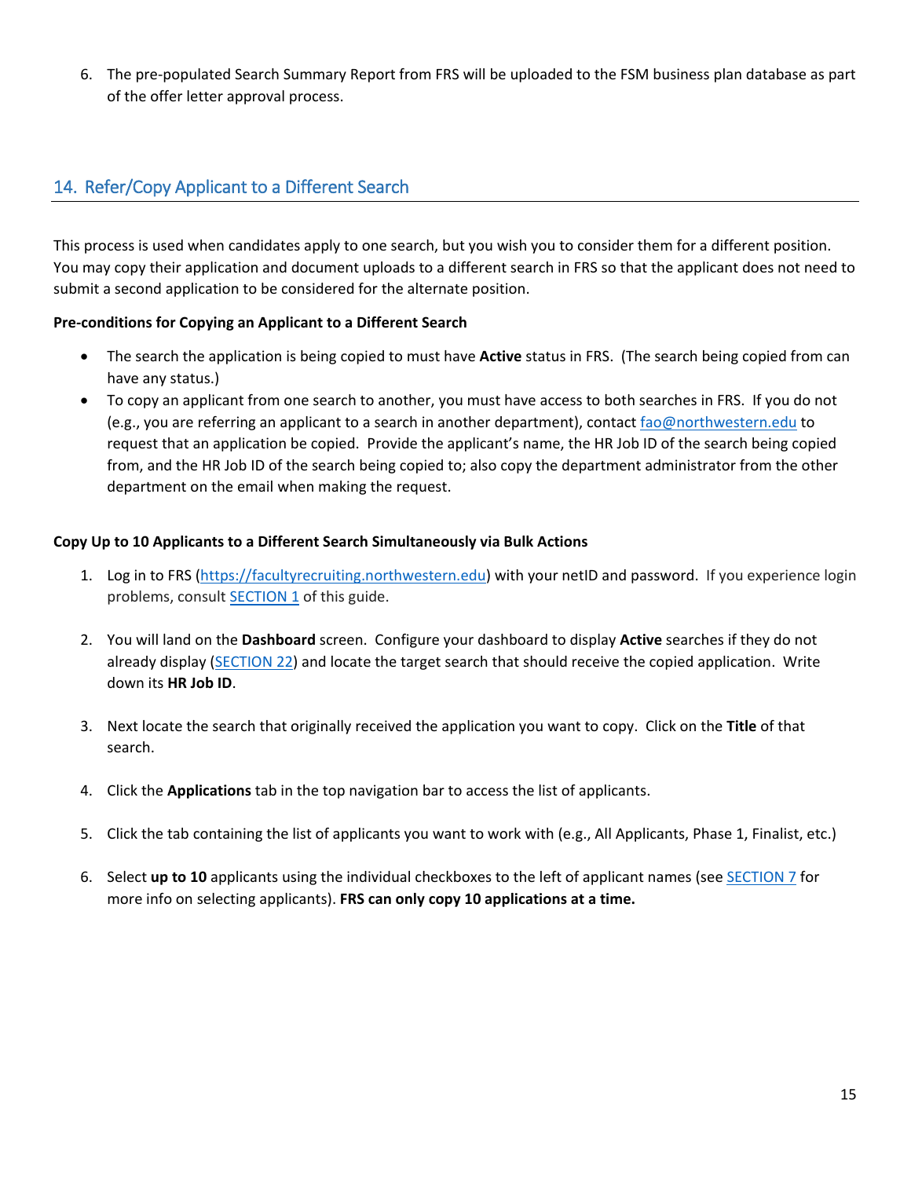6. The pre-populated Search Summary Report from FRS will be uploaded to the FSM business plan database as part of the offer letter approval process.

## 14. Refer/Copy Applicant to a Different Search

This process is used when candidates apply to one search, but you wish you to consider them for a different position. You may copy their application and document uploads to a different search in FRS so that the applicant does not need to submit a second application to be considered for the alternate position.

**Pre-conditions for Copying an Applicant to a Different Search**

- The search the application is being copied to must have **Active** status in FRS. (The search being copied from can have any status.)
- To copy an applicant from one search to another, you must have access to both searches in FRS. If you do not (e.g., you are referring an applicant to a search in another department), contact fao@northwestern.edu to request that an application be copied. Provide the applicant's name, the HR Job ID of the search being copied from, and the HR Job ID of the search being copied to; also copy the department administrator from the other department on the email when making the request.

**Copy Up to 10 Applicants to a Different Search Simultaneously via Bulk Actions**

1. Log in to FRS (https://facultyrecruiting.northwestern.edu) with your netID and password. If you experience login problems, consult SECTION 1 of this guide.

2. You will land on the **Dashboard** screen. Configure your dashboard to display **Active** searches if they do not already display (SECTION 22) and locate the target search that should receive the copied application. Write down its **HR Job ID**.

3. Next locate the search that originally received the application you want to copy. Click on the **Title** of that search.

4. Click the **Applications** tab in the top navigation bar to access the list of applicants.

5. Click the tab containing the list of applicants you want to work with (e.g., All Applicants, Phase 1, Finalist, etc.)

6. Select **up to 10** applicants using the individual checkboxes to the left of applicant names (see SECTION 7 for more info on selecting applicants). **FRS can only copy 10 applications at a time.**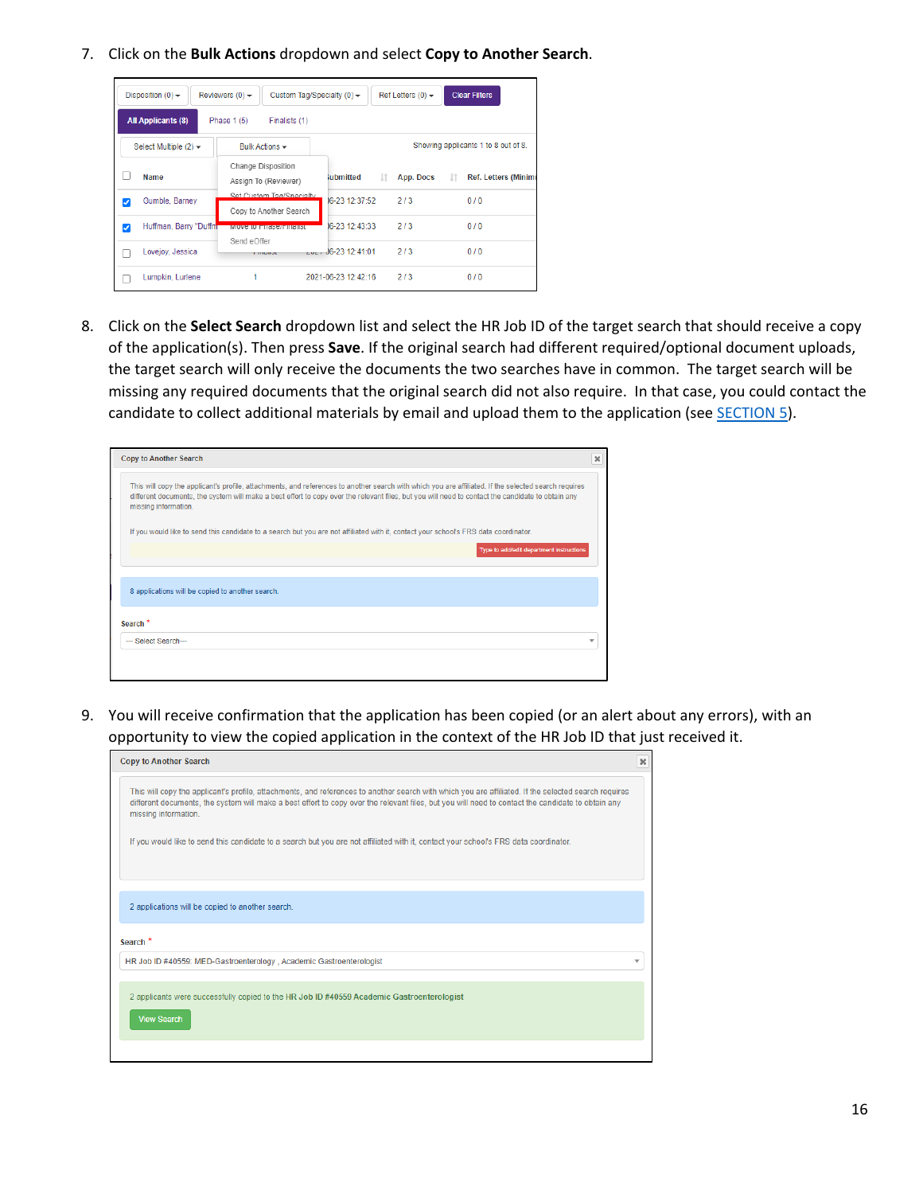7. Click on the **Bulk Actions** dropdown and select **Copy to Another Search**.

8. Click on the **Select Search** dropdown list and select the HR Job ID of the target search that should receive a copy of the application(s). Then press **Save**. If the original search had different required/optional document uploads, the target search will only receive the documents the two searches have in common. The target search will be missing any required documents that the original search did not also require. In that case, you could contact the candidate to collect additional materials by email and upload them to the application (see SECTION 5).

9. You will receive confirmation that the application has been copied (or an alert about any errors), with an opportunity to view the copied application in the context of the HR Job ID that just received it.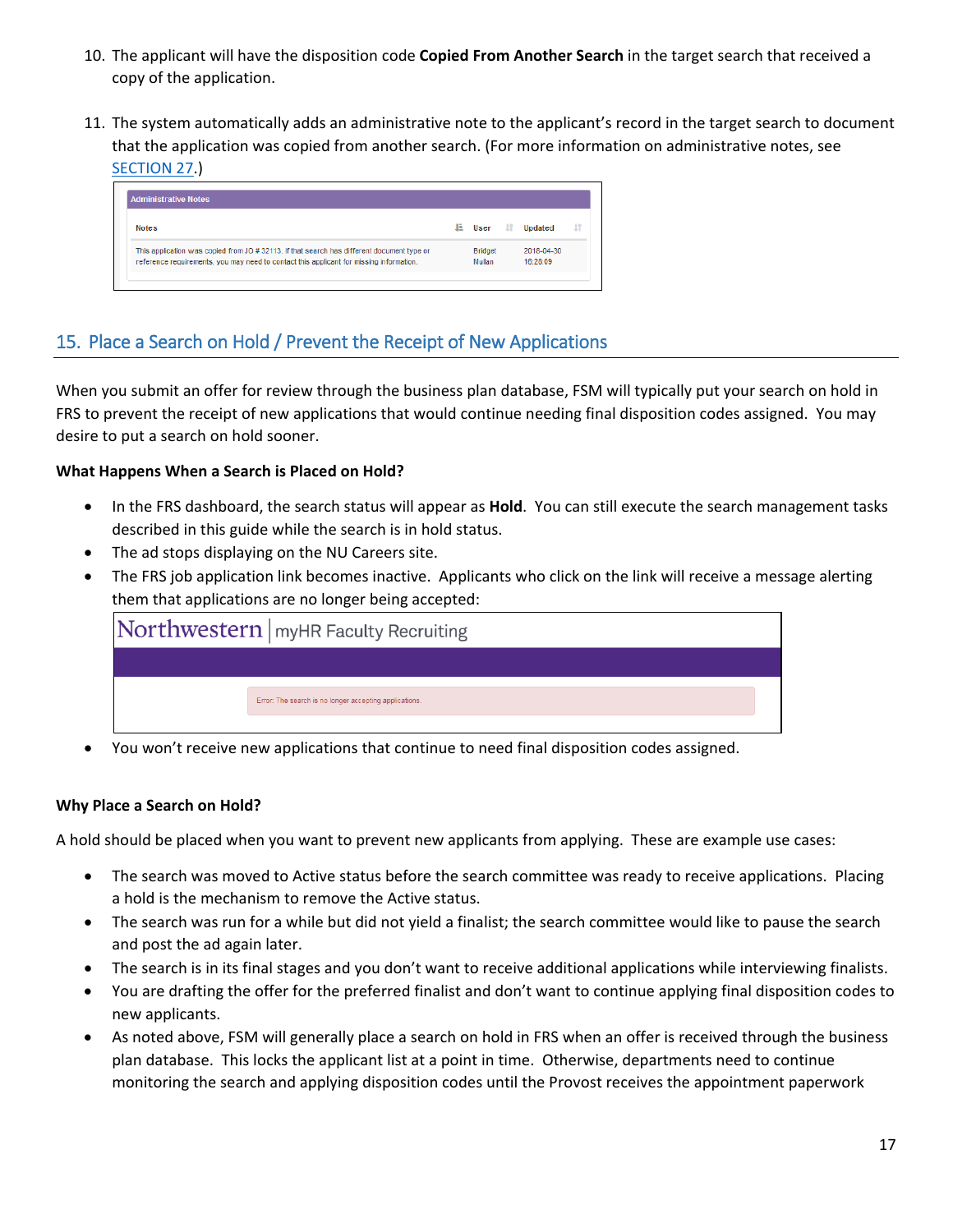10. The applicant will have the disposition code **Copied From Another Search** in the target search that received a copy of the application.

11. The system automatically adds an administrative note to the applicant's record in the target search to document that the application was copied from another search. (For more information on administrative notes, see SECTION 27.)

| Notes | User | Updated |
|---|---|---|
| This application was copied from JO # 32113. If that search has different document type or reference requirements, you may need to contact this applicant for missing information. | Bridget Mullan | 2016-04-30 16:28:09 |

## 15. Place a Search on Hold / Prevent the Receipt of New Applications

When you submit an offer for review through the business plan database, FSM will typically put your search on hold in FRS to prevent the receipt of new applications that would continue needing final disposition codes assigned. You may desire to put a search on hold sooner.

**What Happens When a Search is Placed on Hold?**

- In the FRS dashboard, the search status will appear as **Hold**. You can still execute the search management tasks described in this guide while the search is in hold status.
- The ad stops displaying on the NU Careers site.
- The FRS job application link becomes inactive. Applicants who click on the link will receive a message alerting them that applications are no longer being accepted:

  Northwestern | myHR Faculty Recruiting

  Error: The search is no longer accepting applications.

- You won't receive new applications that continue to need final disposition codes assigned.

**Why Place a Search on Hold?**

A hold should be placed when you want to prevent new applicants from applying. These are example use cases:

- The search was moved to Active status before the search committee was ready to receive applications. Placing a hold is the mechanism to remove the Active status.
- The search was run for a while but did not yield a finalist; the search committee would like to pause the search and post the ad again later.
- The search is in its final stages and you don't want to receive additional applications while interviewing finalists.
- You are drafting the offer for the preferred finalist and don't want to continue applying final disposition codes to new applicants.
- As noted above, FSM will generally place a search on hold in FRS when an offer is received through the business plan database. This locks the applicant list at a point in time. Otherwise, departments need to continue monitoring the search and applying disposition codes until the Provost receives the appointment paperwork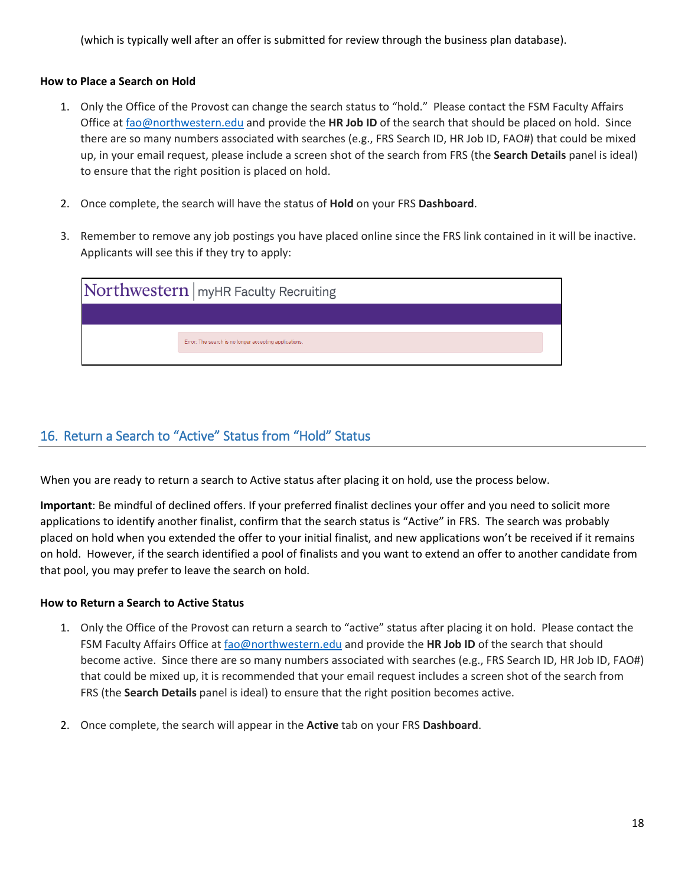(which is typically well after an offer is submitted for review through the business plan database).

**How to Place a Search on Hold**

1. Only the Office of the Provost can change the search status to "hold." Please contact the FSM Faculty Affairs Office at fao@northwestern.edu and provide the **HR Job ID** of the search that should be placed on hold. Since there are so many numbers associated with searches (e.g., FRS Search ID, HR Job ID, FAO#) that could be mixed up, in your email request, please include a screen shot of the search from FRS (the **Search Details** panel is ideal) to ensure that the right position is placed on hold.

2. Once complete, the search will have the status of **Hold** on your FRS **Dashboard**.

3. Remember to remove any job postings you have placed online since the FRS link contained in it will be inactive. Applicants will see this if they try to apply:

Northwestern | myHR Faculty Recruiting

Error: The search is no longer accepting applications.

## 16. Return a Search to "Active" Status from "Hold" Status

When you are ready to return a search to Active status after placing it on hold, use the process below.

**Important**: Be mindful of declined offers. If your preferred finalist declines your offer and you need to solicit more applications to identify another finalist, confirm that the search status is "Active" in FRS. The search was probably placed on hold when you extended the offer to your initial finalist, and new applications won't be received if it remains on hold. However, if the search identified a pool of finalists and you want to extend an offer to another candidate from that pool, you may prefer to leave the search on hold.

**How to Return a Search to Active Status**

1. Only the Office of the Provost can return a search to "active" status after placing it on hold. Please contact the FSM Faculty Affairs Office at fao@northwestern.edu and provide the **HR Job ID** of the search that should become active. Since there are so many numbers associated with searches (e.g., FRS Search ID, HR Job ID, FAO#) that could be mixed up, it is recommended that your email request includes a screen shot of the search from FRS (the **Search Details** panel is ideal) to ensure that the right position becomes active.

2. Once complete, the search will appear in the **Active** tab on your FRS **Dashboard**.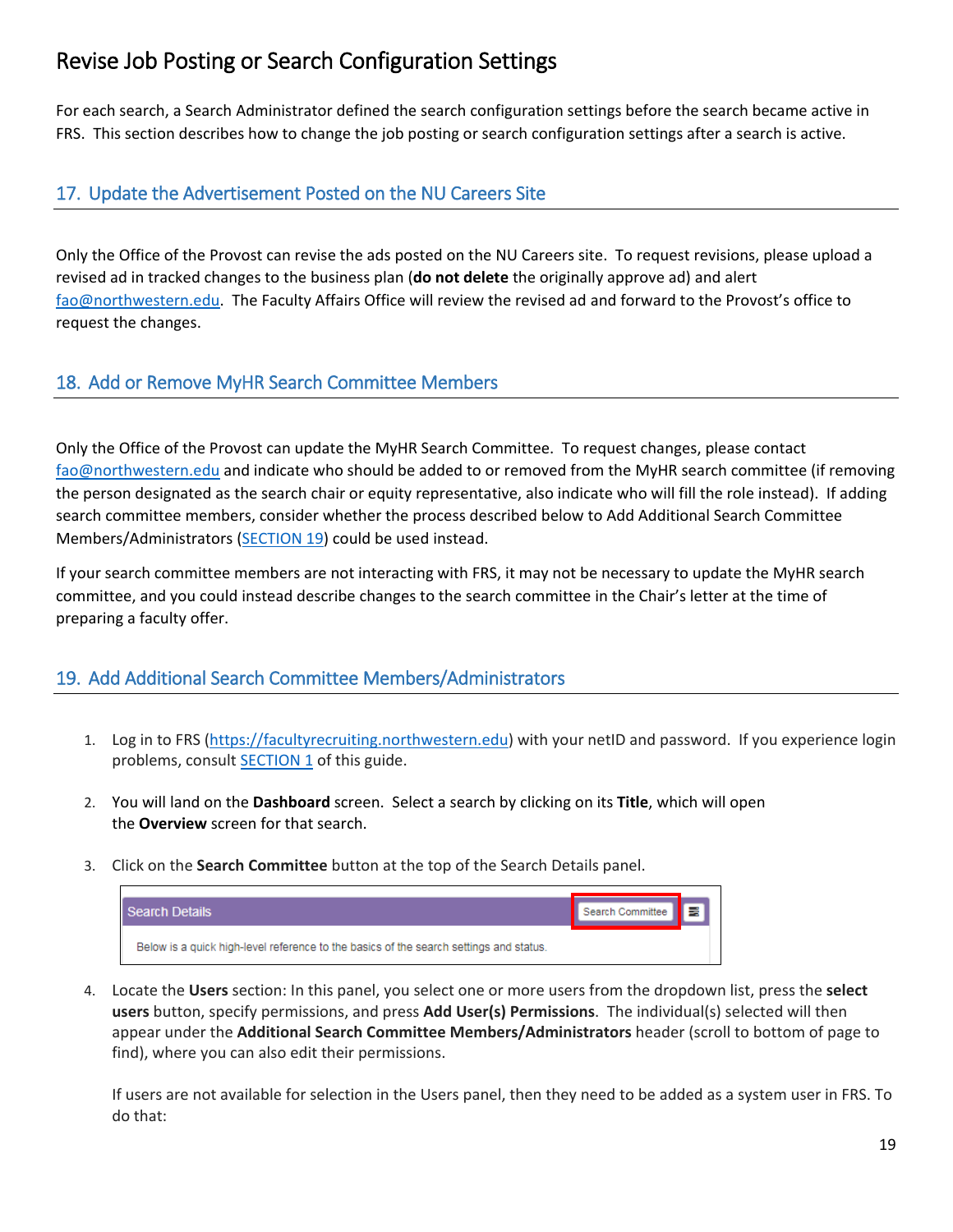# Revise Job Posting or Search Configuration Settings

For each search, a Search Administrator defined the search configuration settings before the search became active in FRS. This section describes how to change the job posting or search configuration settings after a search is active.

## 17. Update the Advertisement Posted on the NU Careers Site

Only the Office of the Provost can revise the ads posted on the NU Careers site. To request revisions, please upload a revised ad in tracked changes to the business plan (**do not delete** the originally approve ad) and alert fao@northwestern.edu. The Faculty Affairs Office will review the revised ad and forward to the Provost's office to request the changes.

## 18. Add or Remove MyHR Search Committee Members

Only the Office of the Provost can update the MyHR Search Committee. To request changes, please contact fao@northwestern.edu and indicate who should be added to or removed from the MyHR search committee (if removing the person designated as the search chair or equity representative, also indicate who will fill the role instead). If adding search committee members, consider whether the process described below to Add Additional Search Committee Members/Administrators (SECTION 19) could be used instead.

If your search committee members are not interacting with FRS, it may not be necessary to update the MyHR search committee, and you could instead describe changes to the search committee in the Chair's letter at the time of preparing a faculty offer.

## 19. Add Additional Search Committee Members/Administrators

1. Log in to FRS (https://facultyrecruiting.northwestern.edu) with your netID and password. If you experience login problems, consult SECTION 1 of this guide.

2. You will land on the **Dashboard** screen. Select a search by clicking on its **Title**, which will open the **Overview** screen for that search.

3. Click on the **Search Committee** button at the top of the Search Details panel.

   Search Details | Search Committee

   Below is a quick high-level reference to the basics of the search settings and status.

4. Locate the **Users** section: In this panel, you select one or more users from the dropdown list, press the **select users** button, specify permissions, and press **Add User(s) Permissions**. The individual(s) selected will then appear under the **Additional Search Committee Members/Administrators** header (scroll to bottom of page to find), where you can also edit their permissions.

   If users are not available for selection in the Users panel, then they need to be added as a system user in FRS. To do that: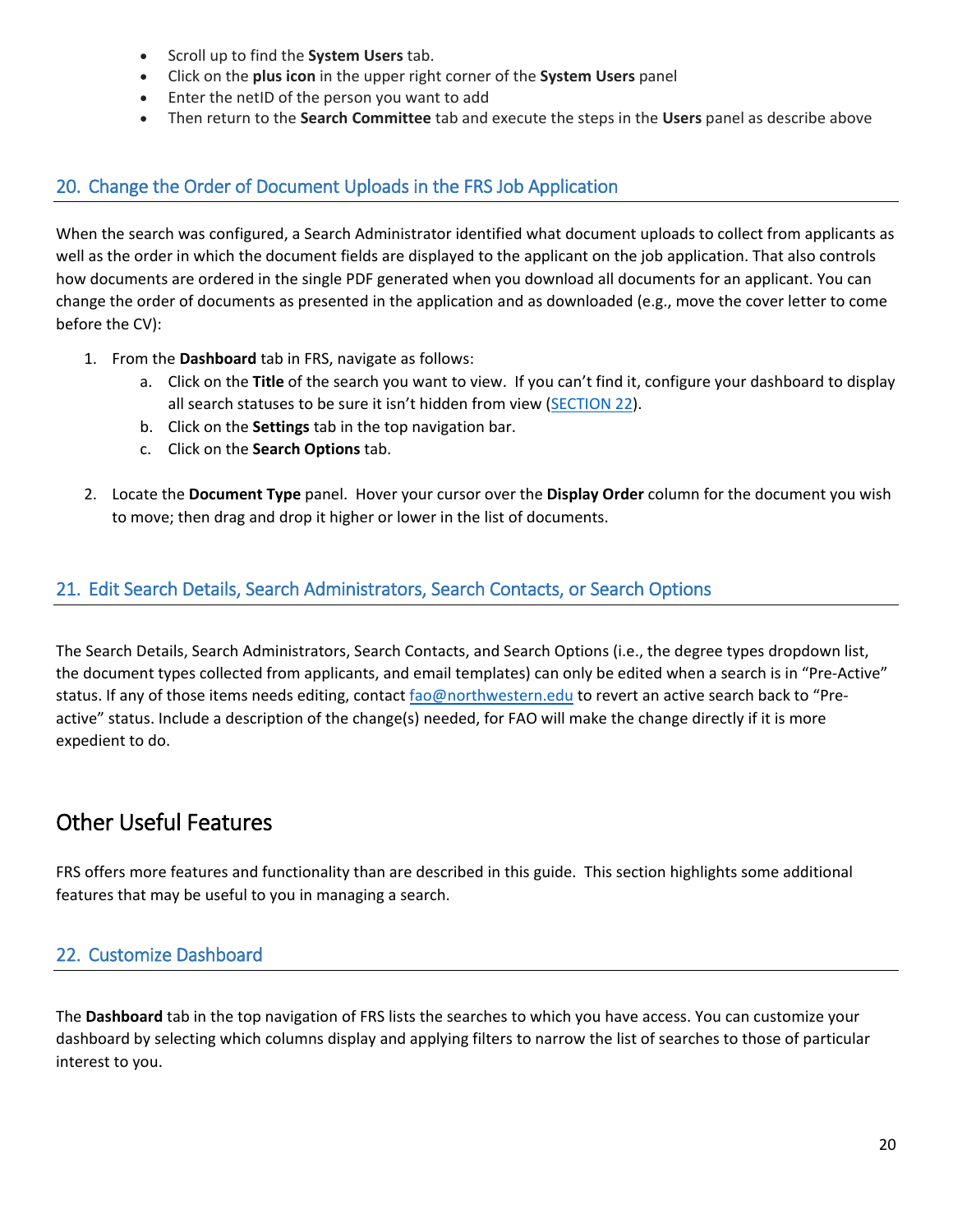- Scroll up to find the **System Users** tab.
- Click on the **plus icon** in the upper right corner of the **System Users** panel
- Enter the netID of the person you want to add
- Then return to the **Search Committee** tab and execute the steps in the **Users** panel as describe above

## 20. Change the Order of Document Uploads in the FRS Job Application

When the search was configured, a Search Administrator identified what document uploads to collect from applicants as well as the order in which the document fields are displayed to the applicant on the job application. That also controls how documents are ordered in the single PDF generated when you download all documents for an applicant. You can change the order of documents as presented in the application and as downloaded (e.g., move the cover letter to come before the CV):

1. From the **Dashboard** tab in FRS, navigate as follows:
   a. Click on the **Title** of the search you want to view. If you can't find it, configure your dashboard to display all search statuses to be sure it isn't hidden from view (SECTION 22).
   b. Click on the **Settings** tab in the top navigation bar.
   c. Click on the **Search Options** tab.

2. Locate the **Document Type** panel. Hover your cursor over the **Display Order** column for the document you wish to move; then drag and drop it higher or lower in the list of documents.

## 21. Edit Search Details, Search Administrators, Search Contacts, or Search Options

The Search Details, Search Administrators, Search Contacts, and Search Options (i.e., the degree types dropdown list, the document types collected from applicants, and email templates) can only be edited when a search is in "Pre-Active" status. If any of those items needs editing, contact fao@northwestern.edu to revert an active search back to "Pre-active" status. Include a description of the change(s) needed, for FAO will make the change directly if it is more expedient to do.

# Other Useful Features

FRS offers more features and functionality than are described in this guide. This section highlights some additional features that may be useful to you in managing a search.

## 22. Customize Dashboard

The **Dashboard** tab in the top navigation of FRS lists the searches to which you have access. You can customize your dashboard by selecting which columns display and applying filters to narrow the list of searches to those of particular interest to you.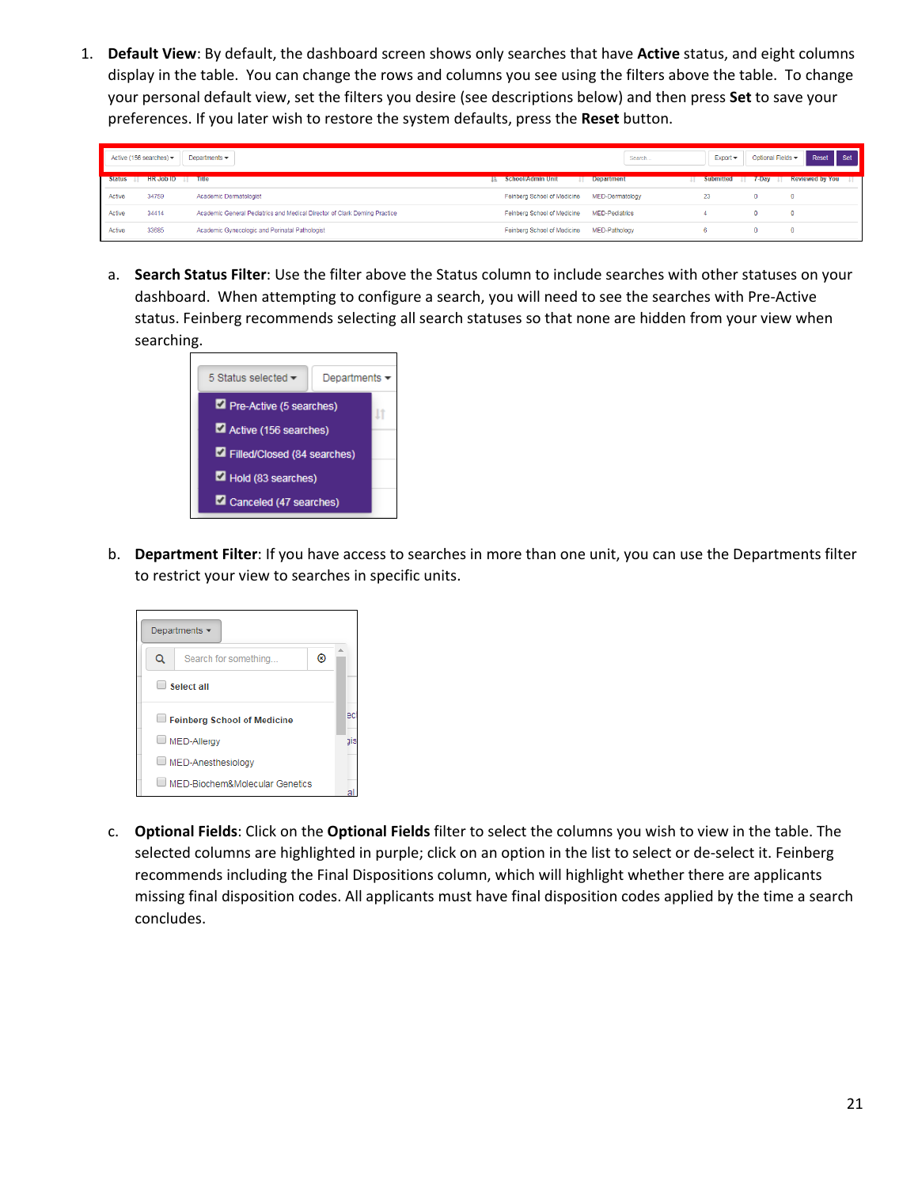1. **Default View**: By default, the dashboard screen shows only searches that have **Active** status, and eight columns display in the table. You can change the rows and columns you see using the filters above the table. To change your personal default view, set the filters you desire (see descriptions below) and then press **Set** to save your preferences. If you later wish to restore the system defaults, press the **Reset** button.

   a. **Search Status Filter**: Use the filter above the Status column to include searches with other statuses on your dashboard. When attempting to configure a search, you will need to see the searches with Pre-Active status. Feinberg recommends selecting all search statuses so that none are hidden from your view when searching.

   b. **Department Filter**: If you have access to searches in more than one unit, you can use the Departments filter to restrict your view to searches in specific units.

   c. **Optional Fields**: Click on the **Optional Fields** filter to select the columns you wish to view in the table. The selected columns are highlighted in purple; click on an option in the list to select or de-select it. Feinberg recommends including the Final Dispositions column, which will highlight whether there are applicants missing final disposition codes. All applicants must have final disposition codes applied by the time a search concludes.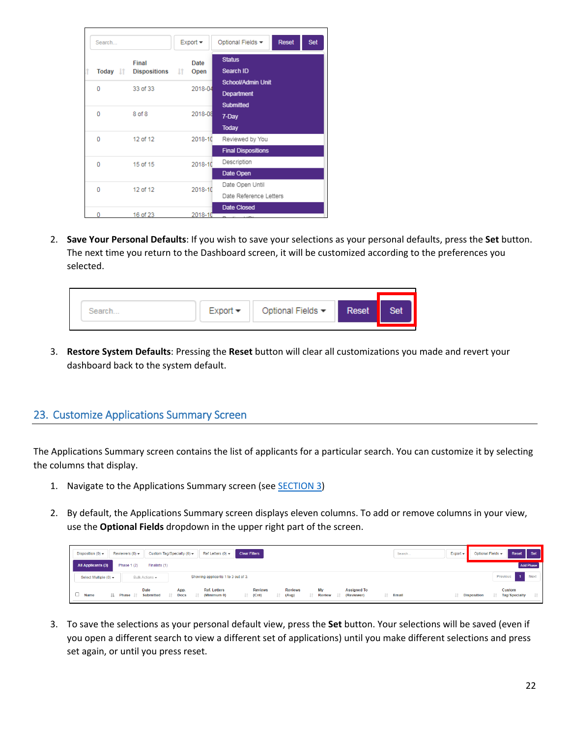2. **Save Your Personal Defaults**: If you wish to save your selections as your personal defaults, press the **Set** button. The next time you return to the Dashboard screen, it will be customized according to the preferences you selected.

3. **Restore System Defaults**: Pressing the **Reset** button will clear all customizations you made and revert your dashboard back to the system default.

## 23. Customize Applications Summary Screen

The Applications Summary screen contains the list of applicants for a particular search. You can customize it by selecting the columns that display.

1. Navigate to the Applications Summary screen (see SECTION 3)

2. By default, the Applications Summary screen displays eleven columns. To add or remove columns in your view, use the **Optional Fields** dropdown in the upper right part of the screen.

3. To save the selections as your personal default view, press the **Set** button. Your selections will be saved (even if you open a different search to view a different set of applications) until you make different selections and press set again, or until you press reset.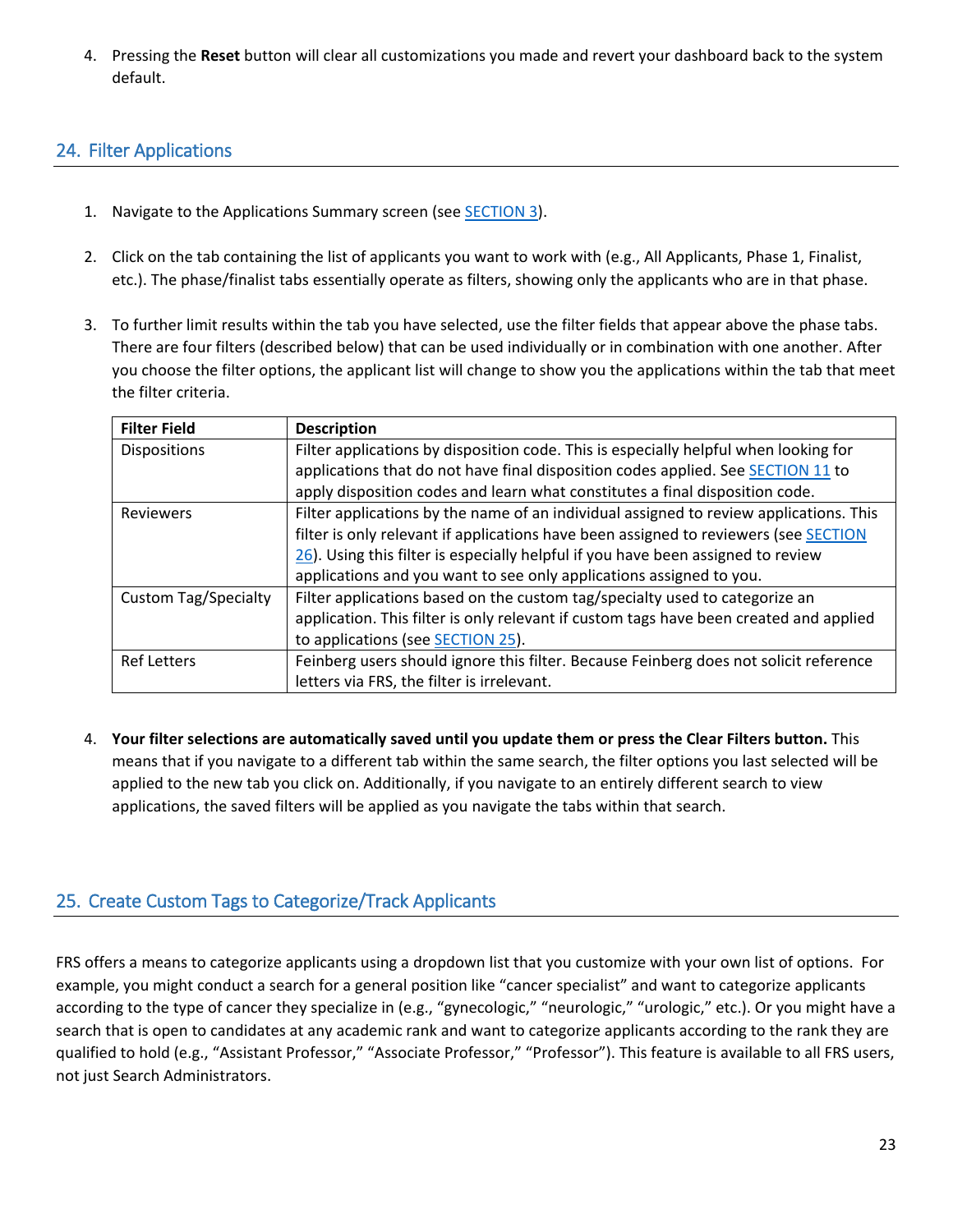4. Pressing the **Reset** button will clear all customizations you made and revert your dashboard back to the system default.

## 24. Filter Applications

1. Navigate to the Applications Summary screen (see SECTION 3).

2. Click on the tab containing the list of applicants you want to work with (e.g., All Applicants, Phase 1, Finalist, etc.). The phase/finalist tabs essentially operate as filters, showing only the applicants who are in that phase.

3. To further limit results within the tab you have selected, use the filter fields that appear above the phase tabs. There are four filters (described below) that can be used individually or in combination with one another. After you choose the filter options, the applicant list will change to show you the applications within the tab that meet the filter criteria.

| Filter Field | Description |
|---|---|
| Dispositions | Filter applications by disposition code. This is especially helpful when looking for applications that do not have final disposition codes applied. See SECTION 11 to apply disposition codes and learn what constitutes a final disposition code. |
| Reviewers | Filter applications by the name of an individual assigned to review applications. This filter is only relevant if applications have been assigned to reviewers (see SECTION 26). Using this filter is especially helpful if you have been assigned to review applications and you want to see only applications assigned to you. |
| Custom Tag/Specialty | Filter applications based on the custom tag/specialty used to categorize an application. This filter is only relevant if custom tags have been created and applied to applications (see SECTION 25). |
| Ref Letters | Feinberg users should ignore this filter. Because Feinberg does not solicit reference letters via FRS, the filter is irrelevant. |

4. **Your filter selections are automatically saved until you update them or press the Clear Filters button.** This means that if you navigate to a different tab within the same search, the filter options you last selected will be applied to the new tab you click on. Additionally, if you navigate to an entirely different search to view applications, the saved filters will be applied as you navigate the tabs within that search.

## 25. Create Custom Tags to Categorize/Track Applicants

FRS offers a means to categorize applicants using a dropdown list that you customize with your own list of options. For example, you might conduct a search for a general position like "cancer specialist" and want to categorize applicants according to the type of cancer they specialize in (e.g., "gynecologic," "neurologic," "urologic," etc.). Or you might have a search that is open to candidates at any academic rank and want to categorize applicants according to the rank they are qualified to hold (e.g., "Assistant Professor," "Associate Professor," "Professor"). This feature is available to all FRS users, not just Search Administrators.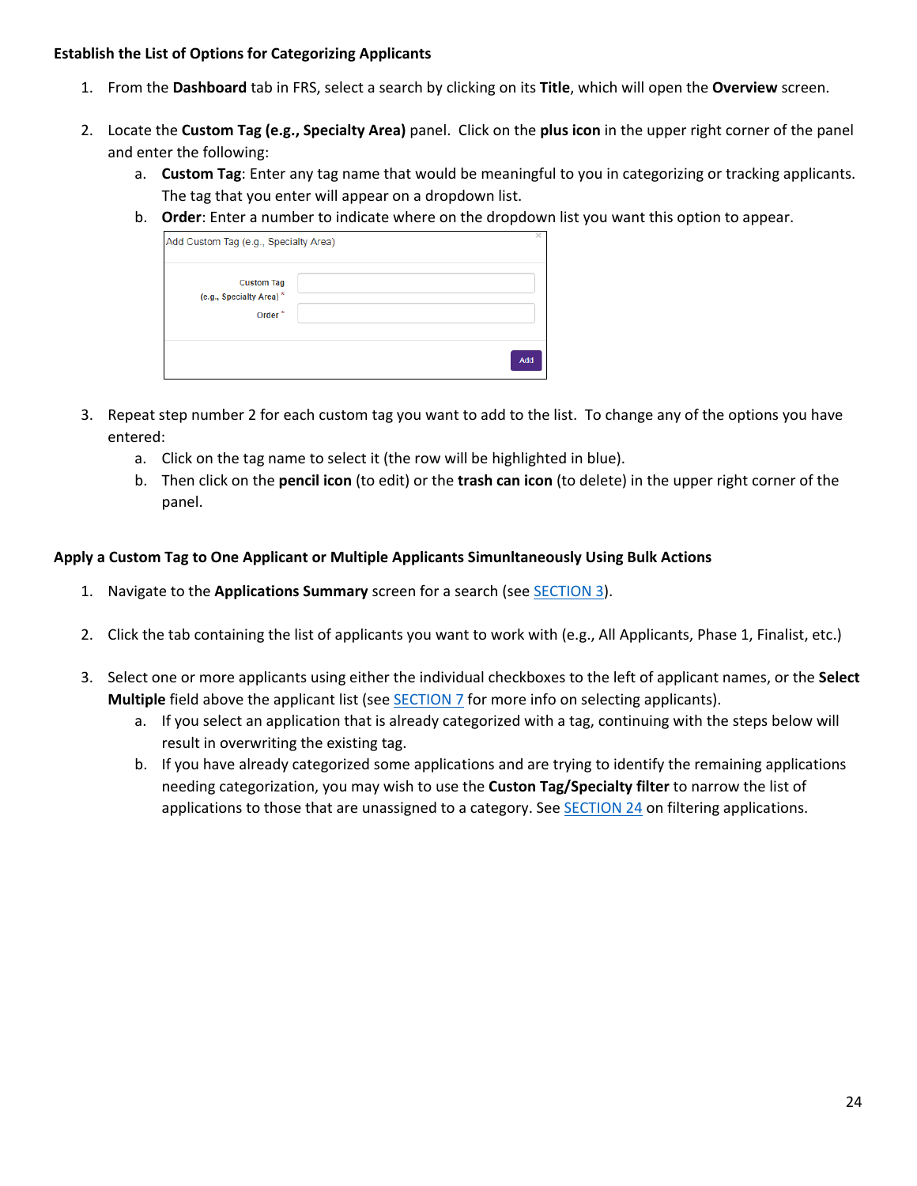**Establish the List of Options for Categorizing Applicants**

1. From the **Dashboard** tab in FRS, select a search by clicking on its **Title**, which will open the **Overview** screen.

2. Locate the **Custom Tag (e.g., Specialty Area)** panel. Click on the **plus icon** in the upper right corner of the panel and enter the following:
   a. **Custom Tag**: Enter any tag name that would be meaningful to you in categorizing or tracking applicants. The tag that you enter will appear on a dropdown list.
   b. **Order**: Enter a number to indicate where on the dropdown list you want this option to appear.

   Add Custom Tag (e.g., Specialty Area)

   Custom Tag (e.g., Specialty Area) *

   Order *

   Add

3. Repeat step number 2 for each custom tag you want to add to the list. To change any of the options you have entered:
   a. Click on the tag name to select it (the row will be highlighted in blue).
   b. Then click on the **pencil icon** (to edit) or the **trash can icon** (to delete) in the upper right corner of the panel.

**Apply a Custom Tag to One Applicant or Multiple Applicants Simulntaneously Using Bulk Actions**

1. Navigate to the **Applications Summary** screen for a search (see SECTION 3).

2. Click the tab containing the list of applicants you want to work with (e.g., All Applicants, Phase 1, Finalist, etc.)

3. Select one or more applicants using either the individual checkboxes to the left of applicant names, or the **Select Multiple** field above the applicant list (see SECTION 7 for more info on selecting applicants).
   a. If you select an application that is already categorized with a tag, continuing with the steps below will result in overwriting the existing tag.
   b. If you have already categorized some applications and are trying to identify the remaining applications needing categorization, you may wish to use the **Custon Tag/Specialty filter** to narrow the list of applications to those that are unassigned to a category. See SECTION 24 on filtering applications.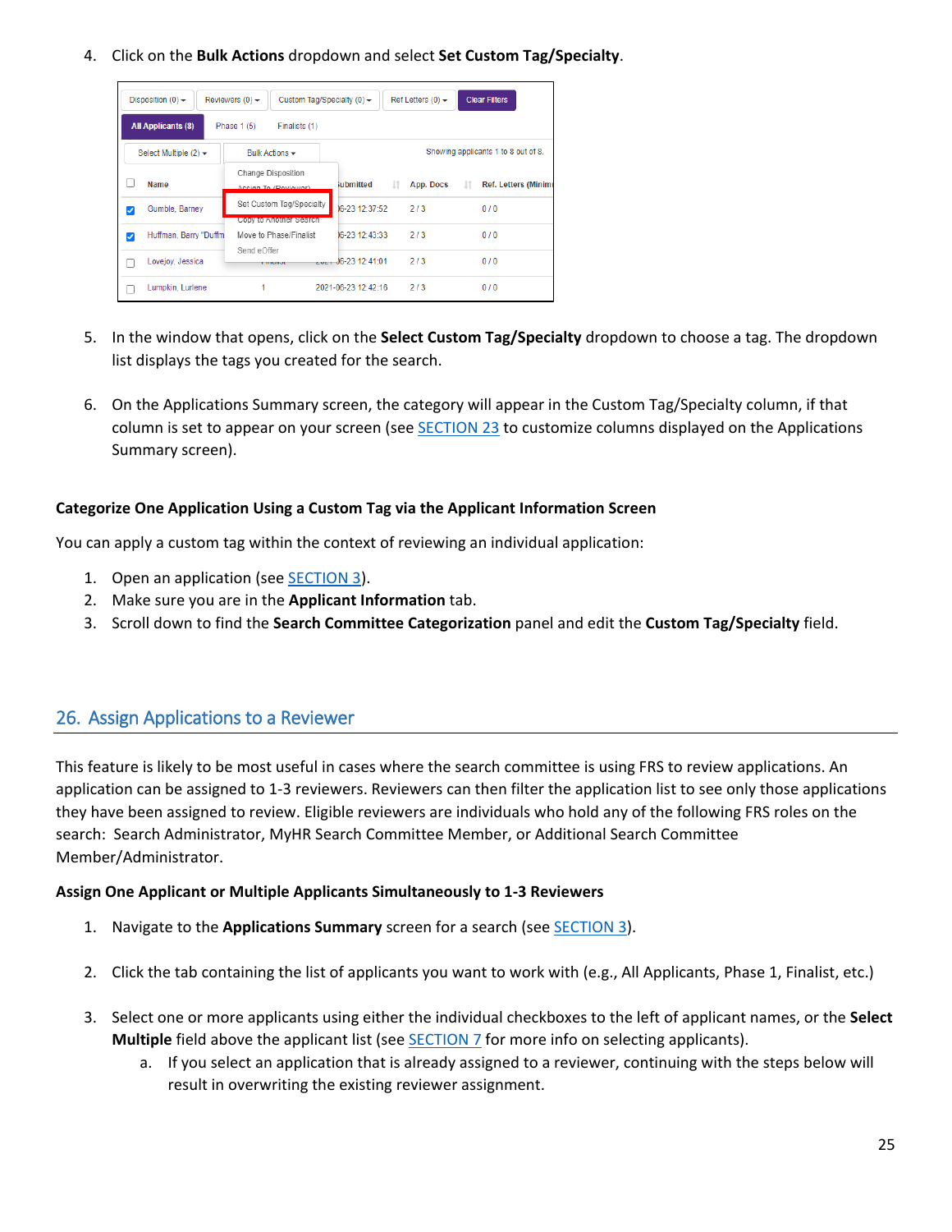4. Click on the **Bulk Actions** dropdown and select **Set Custom Tag/Specialty**.

5. In the window that opens, click on the **Select Custom Tag/Specialty** dropdown to choose a tag. The dropdown list displays the tags you created for the search.

6. On the Applications Summary screen, the category will appear in the Custom Tag/Specialty column, if that column is set to appear on your screen (see SECTION 23 to customize columns displayed on the Applications Summary screen).

**Categorize One Application Using a Custom Tag via the Applicant Information Screen**

You can apply a custom tag within the context of reviewing an individual application:

1. Open an application (see SECTION 3).
2. Make sure you are in the **Applicant Information** tab.
3. Scroll down to find the **Search Committee Categorization** panel and edit the **Custom Tag/Specialty** field.

## 26. Assign Applications to a Reviewer

This feature is likely to be most useful in cases where the search committee is using FRS to review applications. An application can be assigned to 1-3 reviewers. Reviewers can then filter the application list to see only those applications they have been assigned to review. Eligible reviewers are individuals who hold any of the following FRS roles on the search: Search Administrator, MyHR Search Committee Member, or Additional Search Committee Member/Administrator.

**Assign One Applicant or Multiple Applicants Simultaneously to 1-3 Reviewers**

1. Navigate to the **Applications Summary** screen for a search (see SECTION 3).

2. Click the tab containing the list of applicants you want to work with (e.g., All Applicants, Phase 1, Finalist, etc.)

3. Select one or more applicants using either the individual checkboxes to the left of applicant names, or the **Select Multiple** field above the applicant list (see SECTION 7 for more info on selecting applicants).
   a. If you select an application that is already assigned to a reviewer, continuing with the steps below will result in overwriting the existing reviewer assignment.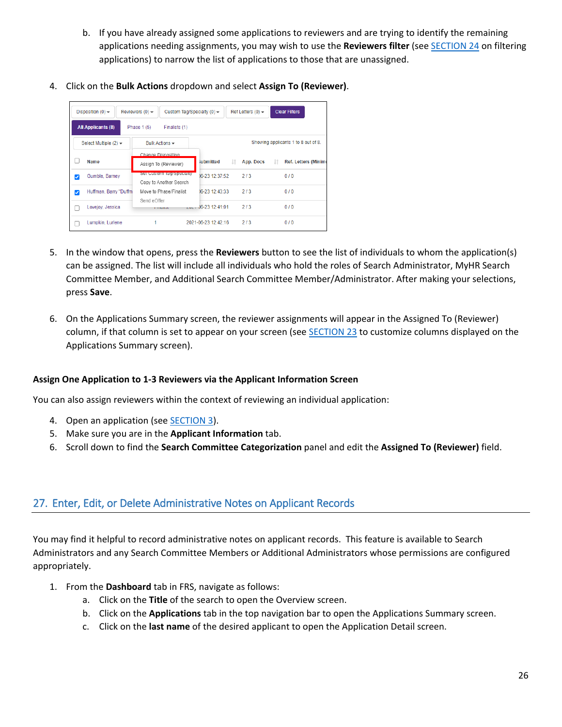b. If you have already assigned some applications to reviewers and are trying to identify the remaining applications needing assignments, you may wish to use the **Reviewers filter** (see SECTION 24 on filtering applications) to narrow the list of applications to those that are unassigned.

4. Click on the **Bulk Actions** dropdown and select **Assign To (Reviewer)**.

5. In the window that opens, press the **Reviewers** button to see the list of individuals to whom the application(s) can be assigned. The list will include all individuals who hold the roles of Search Administrator, MyHR Search Committee Member, and Additional Search Committee Member/Administrator. After making your selections, press **Save**.

6. On the Applications Summary screen, the reviewer assignments will appear in the Assigned To (Reviewer) column, if that column is set to appear on your screen (see SECTION 23 to customize columns displayed on the Applications Summary screen).

**Assign One Application to 1-3 Reviewers via the Applicant Information Screen**

You can also assign reviewers within the context of reviewing an individual application:

4. Open an application (see SECTION 3).
5. Make sure you are in the **Applicant Information** tab.
6. Scroll down to find the **Search Committee Categorization** panel and edit the **Assigned To (Reviewer)** field.

## 27. Enter, Edit, or Delete Administrative Notes on Applicant Records

You may find it helpful to record administrative notes on applicant records. This feature is available to Search Administrators and any Search Committee Members or Additional Administrators whose permissions are configured appropriately.

1. From the **Dashboard** tab in FRS, navigate as follows:
   a. Click on the **Title** of the search to open the Overview screen.
   b. Click on the **Applications** tab in the top navigation bar to open the Applications Summary screen.
   c. Click on the **last name** of the desired applicant to open the Application Detail screen.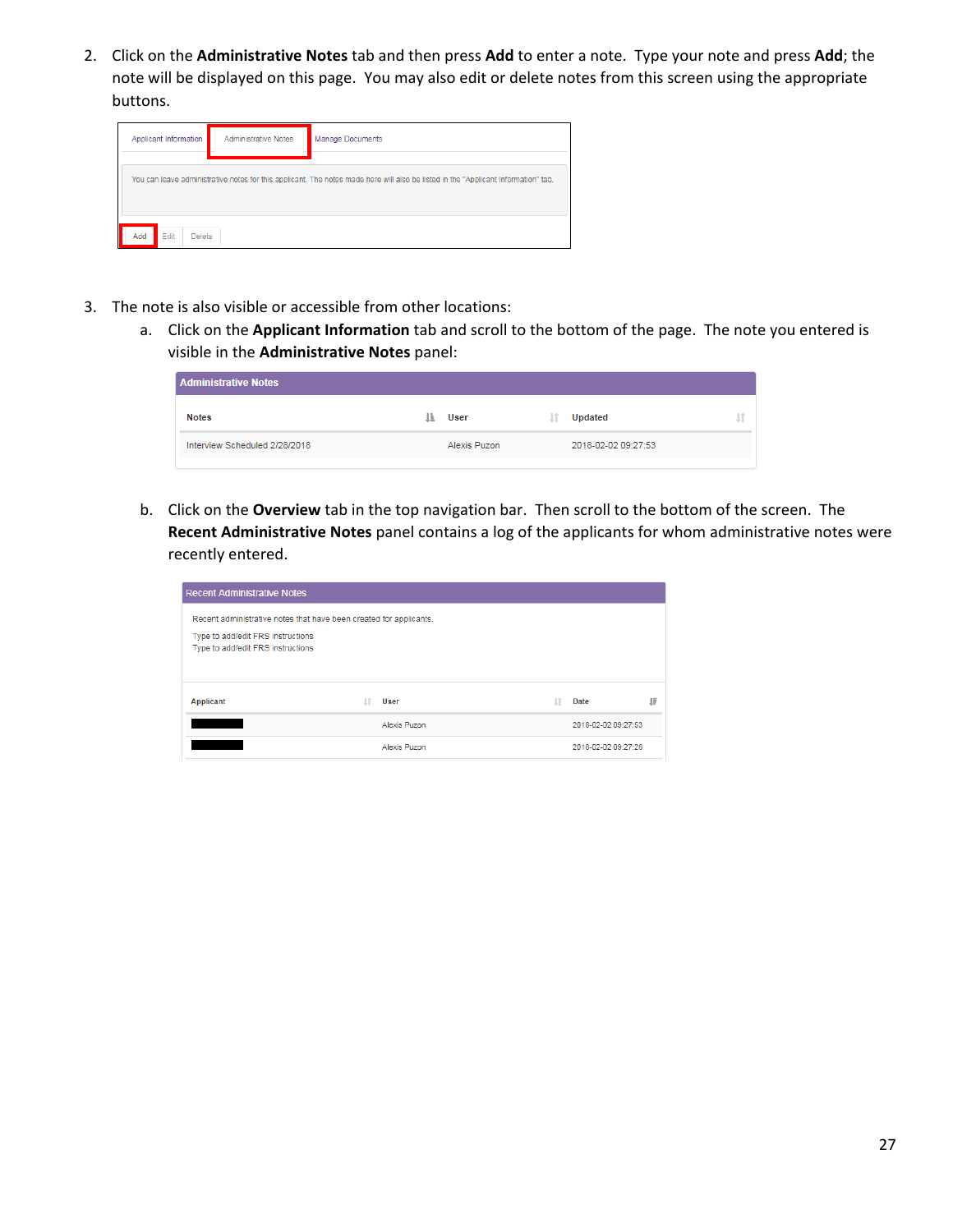2. Click on the **Administrative Notes** tab and then press **Add** to enter a note. Type your note and press **Add**; the note will be displayed on this page. You may also edit or delete notes from this screen using the appropriate buttons.

Applicant Information | Administrative Notes | Manage Documents

You can leave administrative notes for this applicant. The notes made here will also be listed in the "Applicant Information" tab.

Add | Edit | Delete

3. The note is also visible or accessible from other locations:
   a. Click on the **Applicant Information** tab and scroll to the bottom of the page. The note you entered is visible in the **Administrative Notes** panel:

**Administrative Notes**

| Notes | User | Updated |
|---|---|---|
| Interview Scheduled 2/28/2018 | Alexis Puzon | 2018-02-02 09:27:53 |

   b. Click on the **Overview** tab in the top navigation bar. Then scroll to the bottom of the screen. The **Recent Administrative Notes** panel contains a log of the applicants for whom administrative notes were recently entered.

**Recent Administrative Notes**

Recent administrative notes that have been created for applicants.

Type to add/edit FRS instructions
Type to add/edit FRS instructions

| Applicant | User | Date |
|---|---|---|
| | Alexis Puzon | 2018-02-02 09:27:53 |
| | Alexis Puzon | 2018-02-02 09:27:26 |